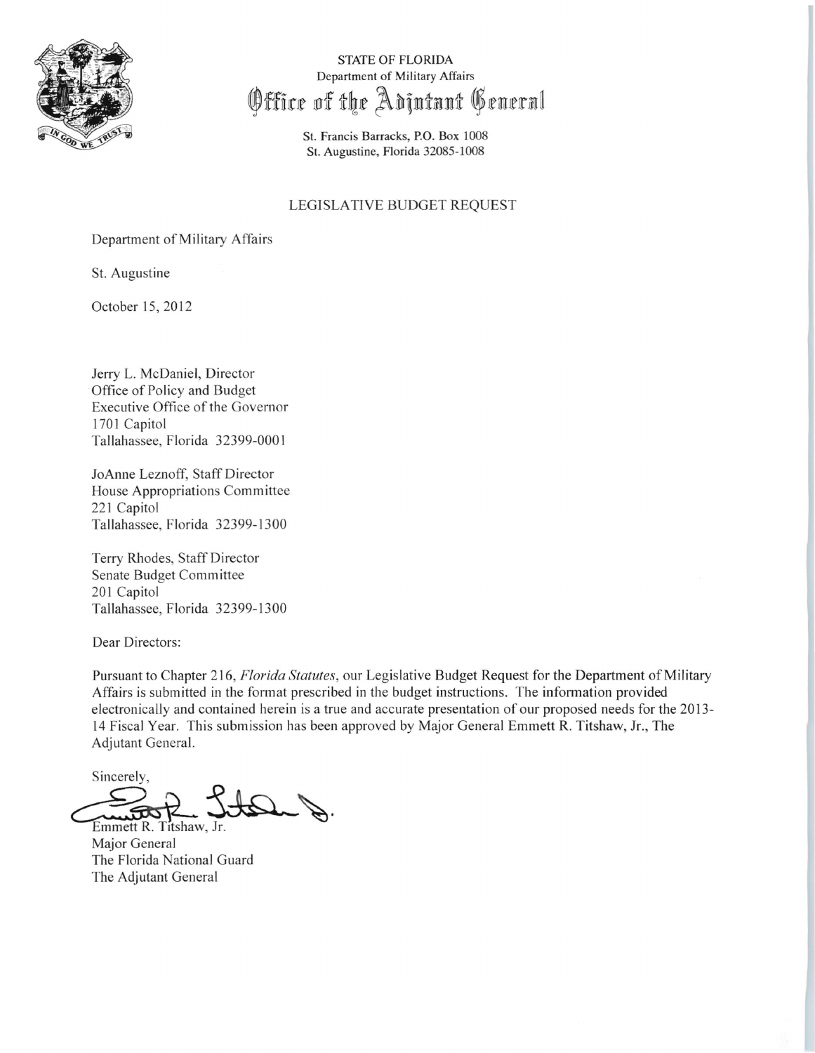STATE OF FLORIDA

Department of Military Affairs

# Office of the Adjutant General

St. Francis Barracks, P.O. Box 1008

St. Augustine, Florida 32085-1008

## LEGISLATIVE BUDGET REQUEST

Department of Military Affairs

St. Augustine

October 15, 2012

Jerry L. McDaniel, Director
Office of Policy and Budget
Executive Office of the Governor
1701 Capitol
Tallahassee, Florida 32399-0001

JoAnne Leznoff, Staff Director
House Appropriations Committee
221 Capitol
Tallahassee, Florida 32399-1300

Terry Rhodes, Staff Director
Senate Budget Committee
201 Capitol
Tallahassee, Florida 32399-1300

Dear Directors:

Pursuant to Chapter 216, *Florida Statutes*, our Legislative Budget Request for the Department of Military Affairs is submitted in the format prescribed in the budget instructions. The information provided electronically and contained herein is a true and accurate presentation of our proposed needs for the 2013-14 Fiscal Year. This submission has been approved by Major General Emmett R. Titshaw, Jr., The Adjutant General.

Sincerely,

Emmett R. Titshaw, Jr.
Major General
The Florida National Guard
The Adjutant General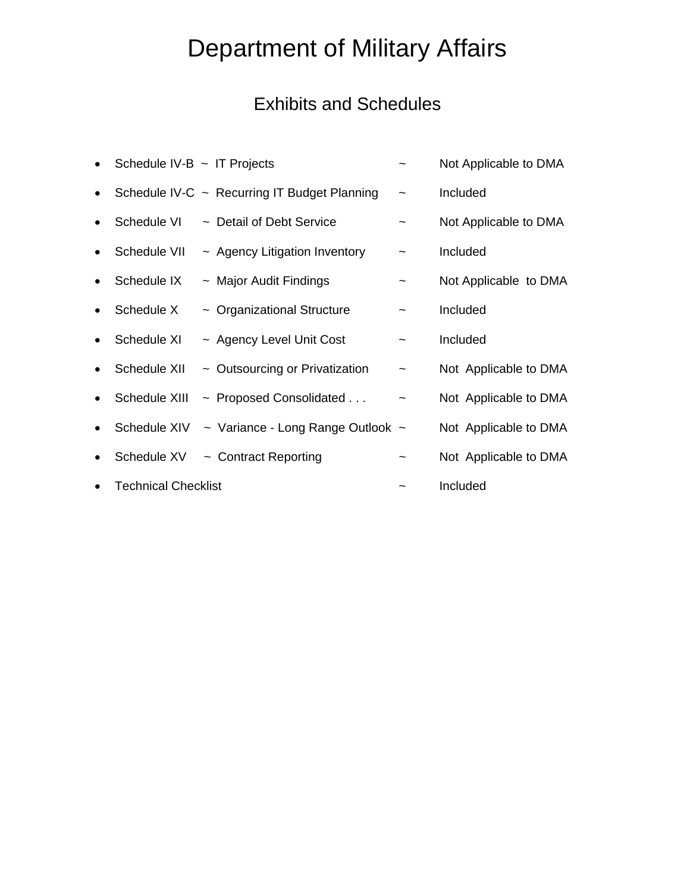# Department of Military Affairs

## Exhibits and Schedules

- Schedule IV-B ~ IT Projects ~ Not Applicable to DMA
- Schedule IV-C ~ Recurring IT Budget Planning ~ Included
- Schedule VI ~ Detail of Debt Service ~ Not Applicable to DMA
- Schedule VII ~ Agency Litigation Inventory ~ Included
- Schedule IX ~ Major Audit Findings ~ Not Applicable to DMA
- Schedule X ~ Organizational Structure ~ Included
- Schedule XI ~ Agency Level Unit Cost ~ Included
- Schedule XII ~ Outsourcing or Privatization ~ Not Applicable to DMA
- Schedule XIII ~ Proposed Consolidated . . . ~ Not Applicable to DMA
- Schedule XIV ~ Variance - Long Range Outlook ~ Not Applicable to DMA
- Schedule XV ~ Contract Reporting ~ Not Applicable to DMA
- Technical Checklist ~ Included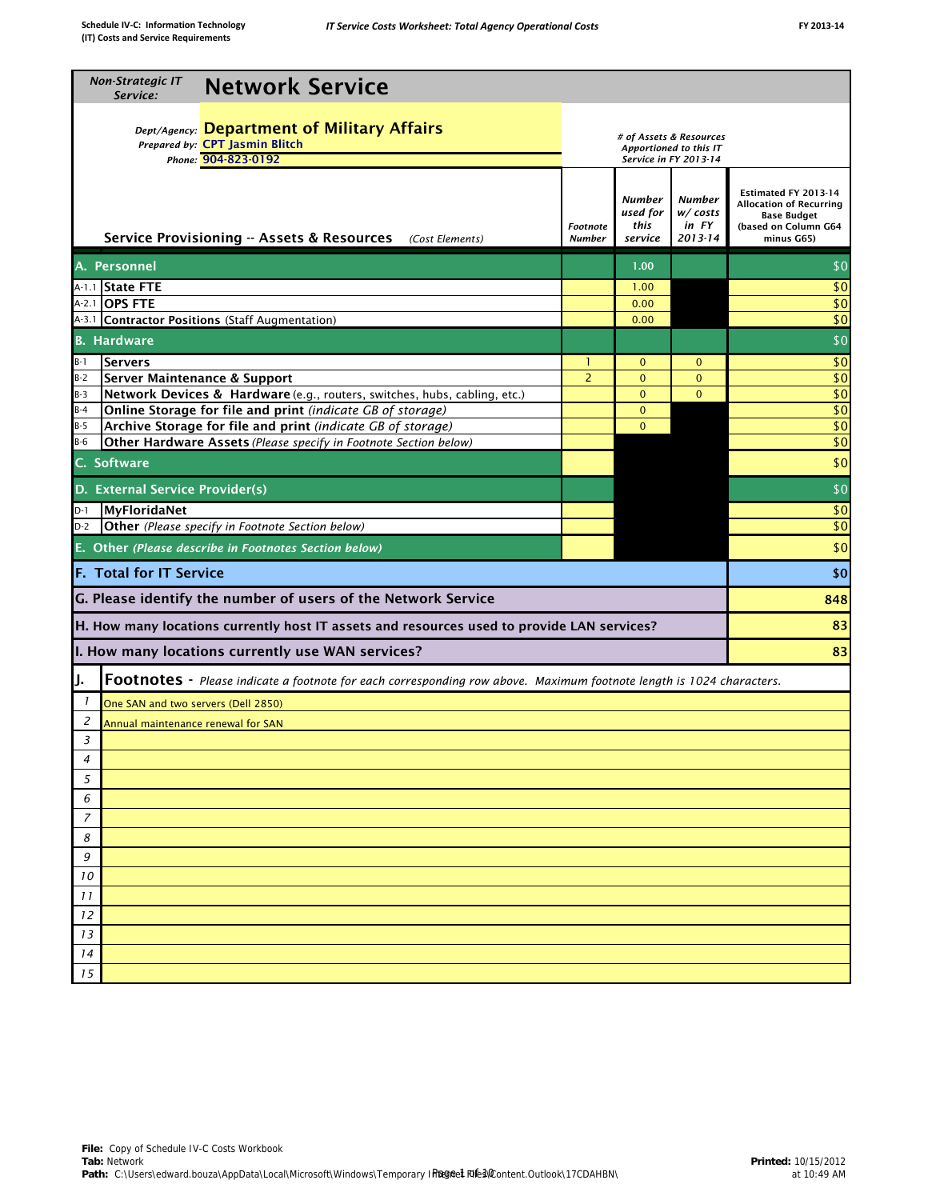*Non-Strategic IT Service:* **Network Service**

*Dept/Agency:* **Department of Military Affairs**
*Prepared by:* CPT Jasmin Blitch
*Phone:* 904-823-0192

| | Service Provisioning -- Assets & Resources *(Cost Elements)* | Footnote Number | # of Assets & Resources Apportioned to this IT Service in FY 2013-14: Number used for this service | Number w/ costs in FY 2013-14 | Estimated FY 2013-14 Allocation of Recurring Base Budget (based on Column G64 minus G65) |
|---|---|---|---|---|---|
| **A.** | **Personnel** | | 1.00 | | $0 |
| A-1.1 | **State FTE** | | 1.00 | | $0 |
| A-2.1 | **OPS FTE** | | 0.00 | | $0 |
| A-3.1 | **Contractor Positions** (Staff Augmentation) | | 0.00 | | $0 |
| **B.** | **Hardware** | | | | $0 |
| B-1 | **Servers** | 1 | 0 | 0 | $0 |
| B-2 | **Server Maintenance & Support** | 2 | 0 | 0 | $0 |
| B-3 | **Network Devices & Hardware** (e.g., routers, switches, hubs, cabling, etc.) | | 0 | 0 | $0 |
| B-4 | **Online Storage for file and print** *(indicate GB of storage)* | | 0 | | $0 |
| B-5 | **Archive Storage for file and print** *(indicate GB of storage)* | | 0 | | $0 |
| B-6 | **Other Hardware Assets** *(Please specify in Footnote Section below)* | | | | $0 |
| **C.** | **Software** | | | | $0 |
| **D.** | **External Service Provider(s)** | | | | $0 |
| D-1 | **MyFloridaNet** | | | | $0 |
| D-2 | **Other** *(Please specify in Footnote Section below)* | | | | $0 |
| **E.** | **Other** *(Please describe in Footnotes Section below)* | | | | $0 |
| **F.** | **Total for IT Service** | | | | **$0** |
| **G.** | **Please identify the number of users of the Network Service** | | | | **848** |
| **H.** | **How many locations currently host IT assets and resources used to provide LAN services?** | | | | **83** |
| **I.** | **How many locations currently use WAN services?** | | | | **83** |

**J. Footnotes** - *Please indicate a footnote for each corresponding row above. Maximum footnote length is 1024 characters.*

| # | Footnote |
|---|---|
| 1 | One SAN and two servers (Dell 2850) |
| 2 | Annual maintenance renewal for SAN |
| 3 | |
| 4 | |
| 5 | |
| 6 | |
| 7 | |
| 8 | |
| 9 | |
| 10 | |
| 11 | |
| 12 | |
| 13 | |
| 14 | |
| 15 | |

**File:** Copy of Schedule IV-C Costs Workbook
**Tab:** Network
**Path:** C:\Users\edward.bouza\AppData\Local\Microsoft\Windows\Temporary Internet Files\Content.Outlook\17CDAHBN\

**Printed:** 10/15/2012 at 10:49 AM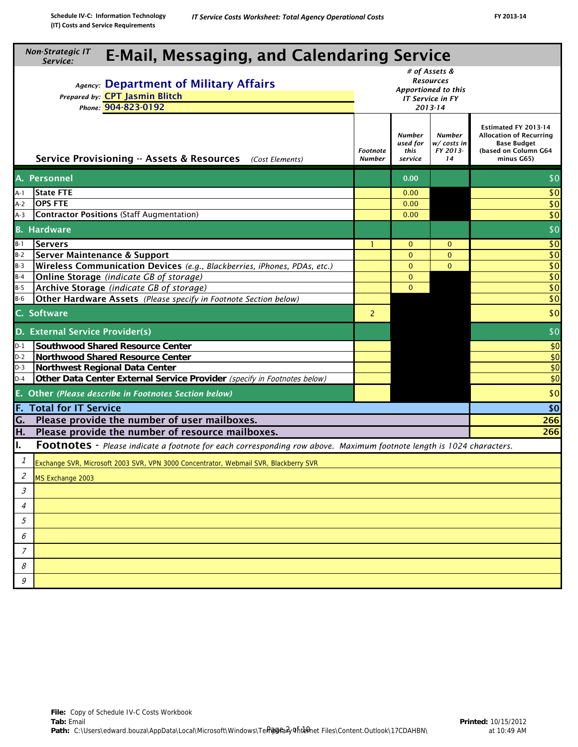Schedule IV-C: Information Technology (IT) Costs and Service Requirements

*IT Service Costs Worksheet: Total Agency Operational Costs*

FY 2013-14

# *Non-Strategic IT Service:* E-Mail, Messaging, and Calendaring Service

*Agency:* **Department of Military Affairs**
*Prepared by:* **CPT Jasmin Blitch**
*Phone:* **904-823-0192**

| Service Provisioning -- Assets & Resources *(Cost Elements)* | | Footnote Number | # of Assets & Resources Apportioned to this IT Service in FY 2013-14: Number used for this service | Number w/ costs in FY 2013-14 | Estimated FY 2013-14 Allocation of Recurring Base Budget (based on Column G64 minus G65) |
|---|---|---|---|---|---|
| **A. Personnel** | | | 0.00 | | $0 |
| A-1 | **State FTE** | | 0.00 | | $0 |
| A-2 | **OPS FTE** | | 0.00 | | $0 |
| A-3 | **Contractor Positions** (Staff Augmentation) | | 0.00 | | $0 |
| **B. Hardware** | | | | | $0 |
| B-1 | **Servers** | 1 | 0 | 0 | $0 |
| B-2 | **Server Maintenance & Support** | | 0 | 0 | $0 |
| B-3 | **Wireless Communication Devices** *(e.g., Blackberries, iPhones, PDAs, etc.)* | | 0 | 0 | $0 |
| B-4 | **Online Storage** *(indicate GB of storage)* | | 0 | | $0 |
| B-5 | **Archive Storage** *(indicate GB of storage)* | | 0 | | $0 |
| B-6 | **Other Hardware Assets** *(Please specify in Footnote Section below)* | | | | $0 |
| **C. Software** | | 2 | | | $0 |
| **D. External Service Provider(s)** | | | | | $0 |
| D-1 | **Southwood Shared Resource Center** | | | | $0 |
| D-2 | **Northwood Shared Resource Center** | | | | $0 |
| D-3 | **Northwest Regional Data Center** | | | | $0 |
| D-4 | **Other Data Center External Service Provider** *(specify in Footnotes below)* | | | | $0 |
| **E. Other** *(Please describe in Footnotes Section below)* | | | | | $0 |
| **F. Total for IT Service** | | | | | **$0** |
| **G.** | **Please provide the number of user mailboxes.** | | | | **266** |
| **H.** | **Please provide the number of resource mailboxes.** | | | | **266** |

**I. Footnotes** - *Please indicate a footnote for each corresponding row above. Maximum footnote length is 1024 characters.*

| # | Footnote |
|---|---|
| 1 | Exchange SVR, Microsoft 2003 SVR, VPN 3000 Concentrator, Webmail SVR, Blackberry SVR |
| 2 | MS Exchange 2003 |
| 3 | |
| 4 | |
| 5 | |
| 6 | |
| 7 | |
| 8 | |
| 9 | |

**File:** Copy of Schedule IV-C Costs Workbook
**Tab:** Email
**Path:** C:\Users\edward.bouza\AppData\Local\Microsoft\Windows\Temporary Internet Files\Content.Outlook\17CDAHBN\
**Printed:** 10/15/2012 at 10:49 AM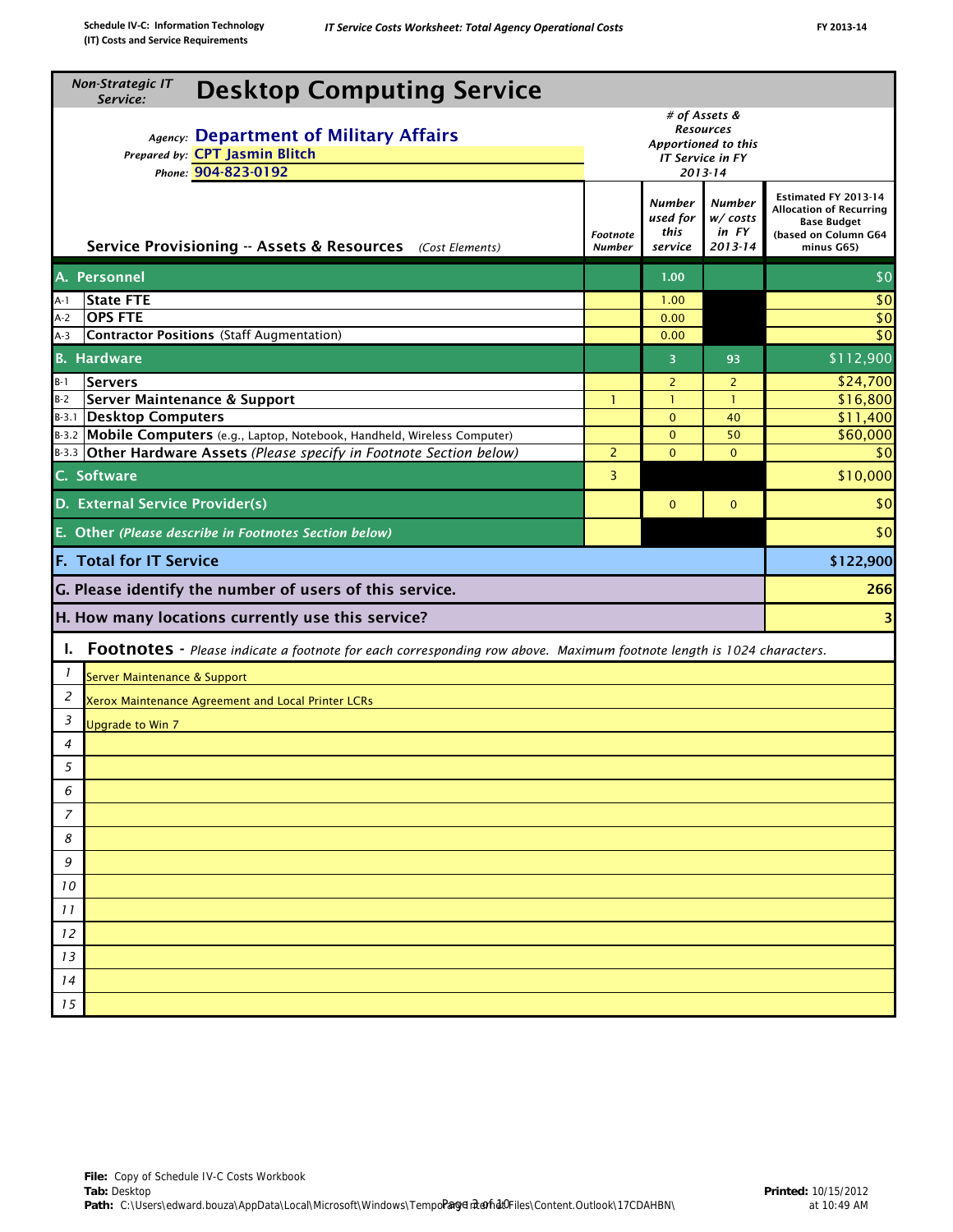Schedule IV-C: Information Technology (IT) Costs and Service Requirements

*IT Service Costs Worksheet: Total Agency Operational Costs*

FY 2013-14

## *Non-Strategic IT Service:* Desktop Computing Service

*Agency:* **Department of Military Affairs**
*Prepared by:* **CPT Jasmin Blitch**
*Phone:* **904-823-0192**

| | Service Provisioning -- Assets & Resources *(Cost Elements)* | *Footnote Number* | *# of Assets & Resources Apportioned to this IT Service in FY 2013-14* — *Number used for this service* | *Number w/ costs in FY 2013-14* | Estimated FY 2013-14 Allocation of Recurring Base Budget (based on Column G64 minus G65) |
|---|---|---|---|---|---|
| **A.** | **Personnel** | | 1.00 | | $0 |
| A-1 | **State FTE** | | 1.00 | | $0 |
| A-2 | **OPS FTE** | | 0.00 | | $0 |
| A-3 | **Contractor Positions** (Staff Augmentation) | | 0.00 | | $0 |
| **B.** | **Hardware** | | 3 | 93 | $112,900 |
| B-1 | **Servers** | | 2 | 2 | $24,700 |
| B-2 | **Server Maintenance & Support** | 1 | 1 | 1 | $16,800 |
| B-3.1 | **Desktop Computers** | | 0 | 40 | $11,400 |
| B-3.2 | **Mobile Computers** (e.g., Laptop, Notebook, Handheld, Wireless Computer) | | 0 | 50 | $60,000 |
| B-3.3 | **Other Hardware Assets** *(Please specify in Footnote Section below)* | 2 | 0 | 0 | $0 |
| **C.** | **Software** | 3 | | | $10,000 |
| **D.** | **External Service Provider(s)** | | 0 | 0 | $0 |
| **E.** | **Other** *(Please describe in Footnotes Section below)* | | | | $0 |
| **F.** | **Total for IT Service** | | | | **$122,900** |
| **G.** | **Please identify the number of users of this service.** | | | | **266** |
| **H.** | **How many locations currently use this service?** | | | | **3** |

### I. Footnotes - *Please indicate a footnote for each corresponding row above. Maximum footnote length is 1024 characters.*

| # | Footnote |
|---|---|
| 1 | Server Maintenance & Support |
| 2 | Xerox Maintenance Agreement and Local Printer LCRs |
| 3 | Upgrade to Win 7 |
| 4 | |
| 5 | |
| 6 | |
| 7 | |
| 8 | |
| 9 | |
| 10 | |
| 11 | |
| 12 | |
| 13 | |
| 14 | |
| 15 | |

**File:** Copy of Schedule IV-C Costs Workbook
**Tab:** Desktop
**Path:** C:\Users\edward.bouza\AppData\Local\Microsoft\Windows\Temporary Internet Files\Content.Outlook\17CDAHBN\

**Printed:** 10/15/2012 at 10:49 AM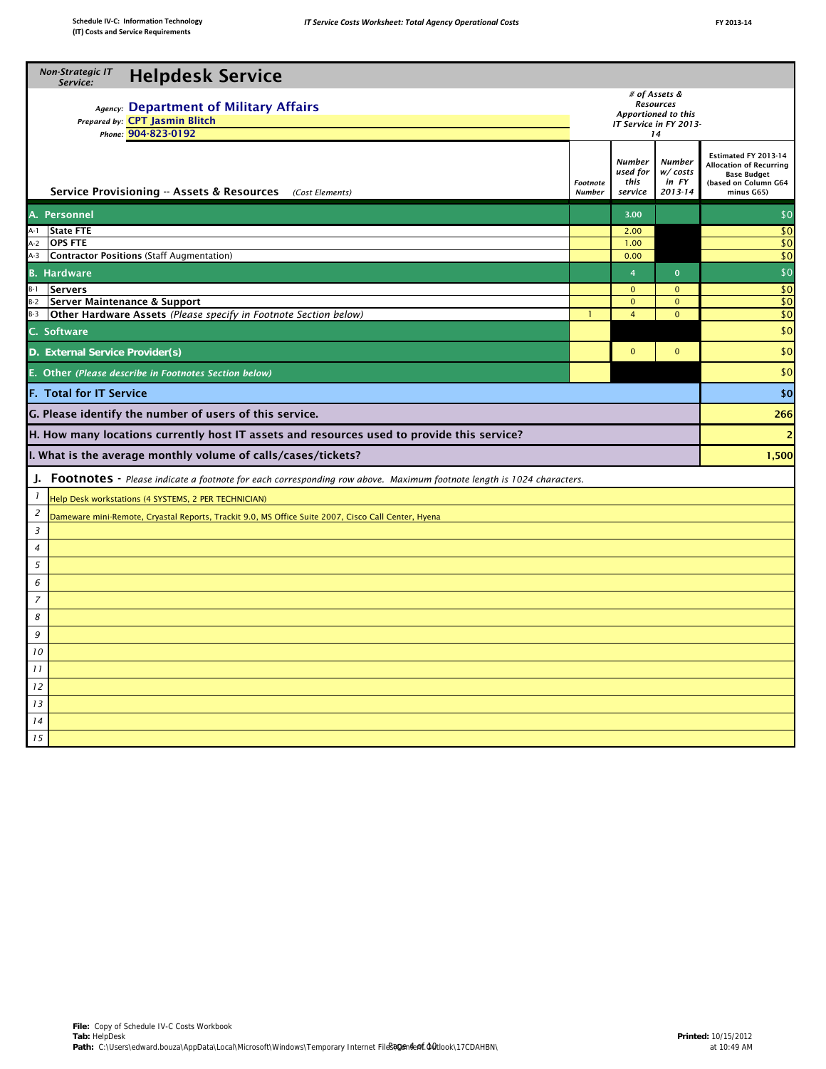Schedule IV-C: Information Technology (IT) Costs and Service Requirements

*IT Service Costs Worksheet: Total Agency Operational Costs*

FY 2013-14

*Non-Strategic IT Service:* **Helpdesk Service**

*Agency:* **Department of Military Affairs**
*Prepared by:* **CPT Jasmin Blitch**
*Phone:* **904-823-0192**

| | Service Provisioning -- Assets & Resources *(Cost Elements)* | Footnote Number | Number used for this service | Number w/ costs in FY 2013-14 | Estimated FY 2013-14 Allocation of Recurring Base Budget (based on Column G64 minus G65) |
|---|---|---|---|---|---|
| | *# of Assets & Resources Apportioned to this IT Service in FY 2013-14* | | | | |
| **A.** | **Personnel** | | 3.00 | | $0 |
| A-1 | **State FTE** | | 2.00 | | $0 |
| A-2 | **OPS FTE** | | 1.00 | | $0 |
| A-3 | **Contractor Positions** (Staff Augmentation) | | 0.00 | | $0 |
| **B.** | **Hardware** | | 4 | 0 | $0 |
| B-1 | **Servers** | | 0 | 0 | $0 |
| B-2 | **Server Maintenance & Support** | | 0 | 0 | $0 |
| B-3 | **Other Hardware Assets** *(Please specify in Footnote Section below)* | 1 | 4 | 0 | $0 |
| **C.** | **Software** | | | | $0 |
| **D.** | **External Service Provider(s)** | | 0 | 0 | $0 |
| **E.** | **Other** *(Please describe in Footnotes Section below)* | | | | $0 |
| **F.** | **Total for IT Service** | | | | **$0** |
| **G.** | **Please identify the number of users of this service.** | | | | **266** |
| **H.** | **How many locations currently host IT assets and resources used to provide this service?** | | | | **2** |
| **I.** | **What is the average monthly volume of calls/cases/tickets?** | | | | **1,500** |

**J. Footnotes** - *Please indicate a footnote for each corresponding row above. Maximum footnote length is 1024 characters.*

| # | Footnote |
|---|---|
| 1 | Help Desk workstations (4 SYSTEMS, 2 PER TECHNICIAN) |
| 2 | Dameware mini-Remote, Cryastal Reports, Trackit 9.0, MS Office Suite 2007, Cisco Call Center, Hyena |
| 3 | |
| 4 | |
| 5 | |
| 6 | |
| 7 | |
| 8 | |
| 9 | |
| 10 | |
| 11 | |
| 12 | |
| 13 | |
| 14 | |
| 15 | |

**File:** Copy of Schedule IV-C Costs Workbook
**Tab:** HelpDesk
**Path:** C:\Users\edward.bouza\AppData\Local\Microsoft\Windows\Temporary Internet Files\Content.Outlook\17CDAHBN\

**Printed:** 10/15/2012 at 10:49 AM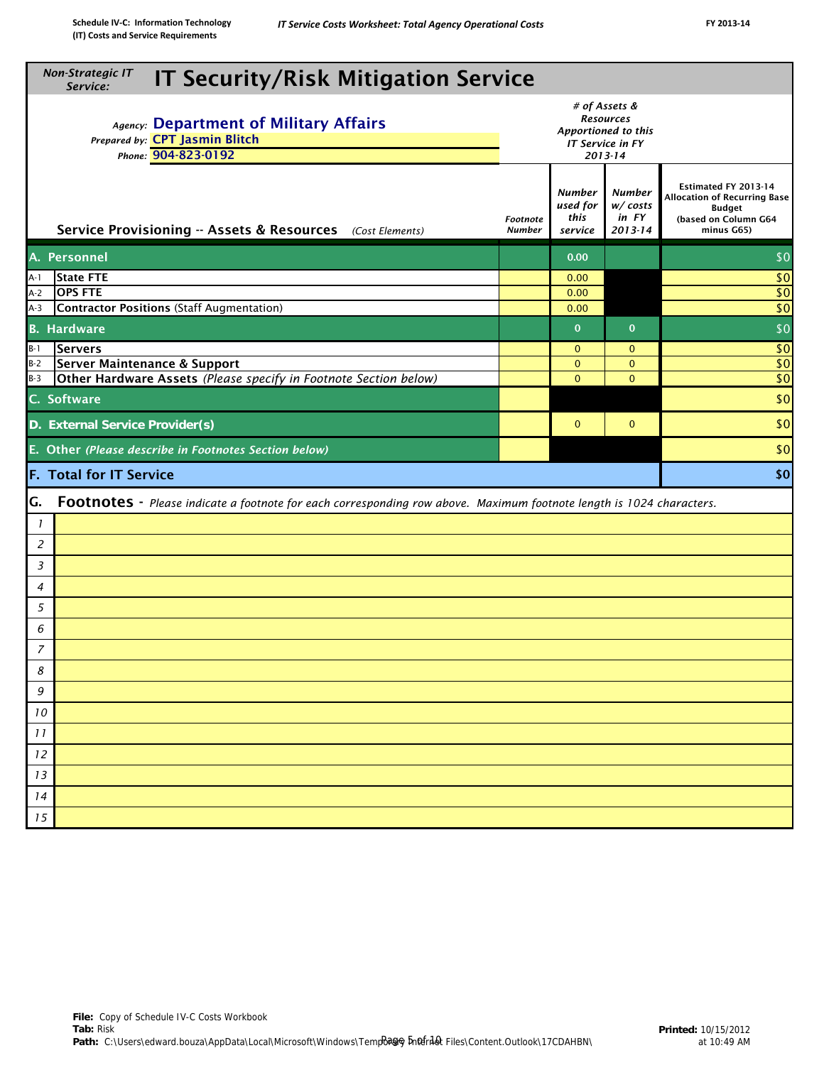Schedule IV-C: Information Technology (IT) Costs and Service Requirements

*IT Service Costs Worksheet: Total Agency Operational Costs*

FY 2013-14

## *Non-Strategic IT Service:* IT Security/Risk Mitigation Service

*Agency:* **Department of Military Affairs**
*Prepared by:* **CPT Jasmin Blitch**
*Phone:* **904-823-0192**

| | Service Provisioning -- Assets & Resources *(Cost Elements)* | Footnote Number | # of Assets & Resources Apportioned to this IT Service in FY 2013-14 | | Estimated FY 2013-14 Allocation of Recurring Base Budget (based on Column G64 minus G65) |
|---|---|---|---|---|---|
| | | | Number used for this service | Number w/ costs in FY 2013-14 | |
| **A.** | **Personnel** | | 0.00 | | $0 |
| A-1 | **State FTE** | | 0.00 | | $0 |
| A-2 | **OPS FTE** | | 0.00 | | $0 |
| A-3 | **Contractor Positions** (Staff Augmentation) | | 0.00 | | $0 |
| **B.** | **Hardware** | | 0 | 0 | $0 |
| B-1 | **Servers** | | 0 | 0 | $0 |
| B-2 | **Server Maintenance & Support** | | 0 | 0 | $0 |
| B-3 | **Other Hardware Assets** *(Please specify in Footnote Section below)* | | 0 | 0 | $0 |
| **C.** | **Software** | | | | $0 |
| **D.** | **External Service Provider(s)** | | 0 | 0 | $0 |
| **E.** | **Other** *(Please describe in Footnotes Section below)* | | | | $0 |
| **F.** | **Total for IT Service** | | | | **$0** |

**G. Footnotes** - *Please indicate a footnote for each corresponding row above. Maximum footnote length is 1024 characters.*

| # | Footnote |
|---|---|
| 1 | |
| 2 | |
| 3 | |
| 4 | |
| 5 | |
| 6 | |
| 7 | |
| 8 | |
| 9 | |
| 10 | |
| 11 | |
| 12 | |
| 13 | |
| 14 | |
| 15 | |

**File:** Copy of Schedule IV-C Costs Workbook
**Tab:** Risk
**Path:** C:\Users\edward.bouza\AppData\Local\Microsoft\Windows\Temporary Internet Files\Content.Outlook\17CDAHBN\

**Printed:** 10/15/2012 at 10:49 AM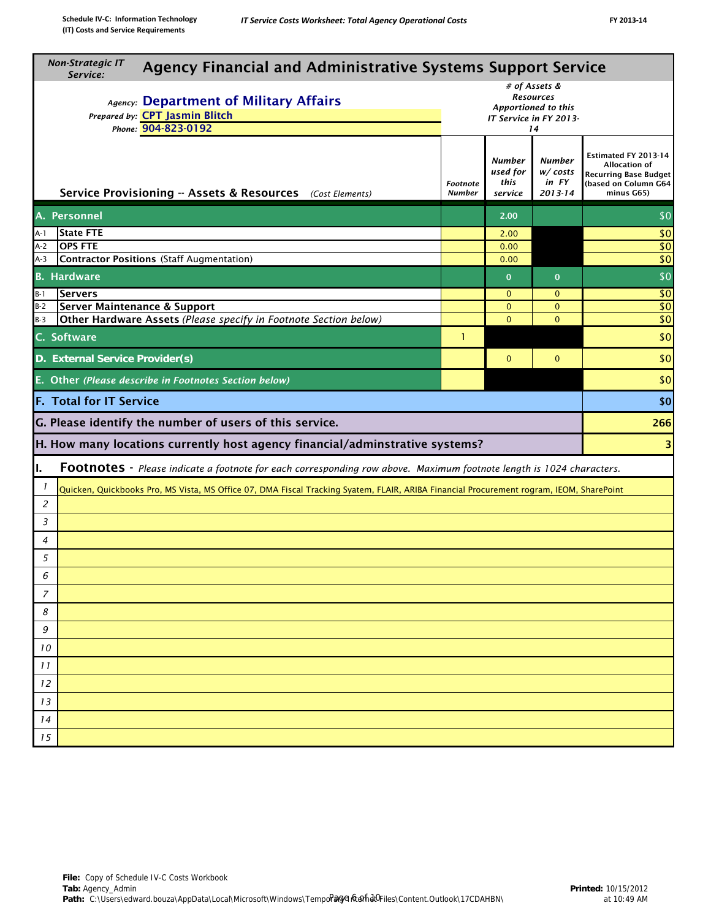Schedule IV-C: Information Technology (IT) Costs and Service Requirements

*IT Service Costs Worksheet: Total Agency Operational Costs*

FY 2013-14

## *Non-Strategic IT Service:* Agency Financial and Administrative Systems Support Service

*Agency:* **Department of Military Affairs**
*Prepared by:* **CPT Jasmin Blitch**
*Phone:* **904-823-0192**

| | Service Provisioning -- Assets & Resources *(Cost Elements)* | *Footnote Number* | # of Assets & Resources Apportioned to this IT Service in FY 2013-14 | | Estimated FY 2013-14 Allocation of Recurring Base Budget (based on Column G64 minus G65) |
|---|---|---|---|---|---|
| | | | *Number used for this service* | *Number w/ costs in FY 2013-14* | |
| **A.** | **Personnel** | | 2.00 | | $0 |
| A-1 | **State FTE** | | 2.00 | | $0 |
| A-2 | **OPS FTE** | | 0.00 | | $0 |
| A-3 | **Contractor Positions** (Staff Augmentation) | | 0.00 | | $0 |
| **B.** | **Hardware** | | 0 | 0 | $0 |
| B-1 | **Servers** | | 0 | 0 | $0 |
| B-2 | **Server Maintenance & Support** | | 0 | 0 | $0 |
| B-3 | **Other Hardware Assets** *(Please specify in Footnote Section below)* | | 0 | 0 | $0 |
| **C.** | **Software** | 1 | | | $0 |
| **D.** | **External Service Provider(s)** | | 0 | 0 | $0 |
| **E.** | **Other** *(Please describe in Footnotes Section below)* | | | | $0 |
| **F.** | **Total for IT Service** | | | | **$0** |
| **G.** | **Please identify the number of users of this service.** | | | | **266** |
| **H.** | **How many locations currently host agency financial/adminstrative systems?** | | | | **3** |

### I. Footnotes - *Please indicate a footnote for each corresponding row above. Maximum footnote length is 1024 characters.*

| # | Footnote |
|---|---|
| 1 | Quicken, Quickbooks Pro, MS Vista, MS Office 07, DMA Fiscal Tracking Syatem, FLAIR, ARIBA Financial Procurement rogram, IEOM, SharePoint |
| 2 | |
| 3 | |
| 4 | |
| 5 | |
| 6 | |
| 7 | |
| 8 | |
| 9 | |
| 10 | |
| 11 | |
| 12 | |
| 13 | |
| 14 | |
| 15 | |

**File:** Copy of Schedule IV-C Costs Workbook
**Tab:** Agency_Admin
**Path:** C:\Users\edward.bouza\AppData\Local\Microsoft\Windows\Temporary Internet Files\Content.Outlook\17CDAHBN\

**Printed:** 10/15/2012 at 10:49 AM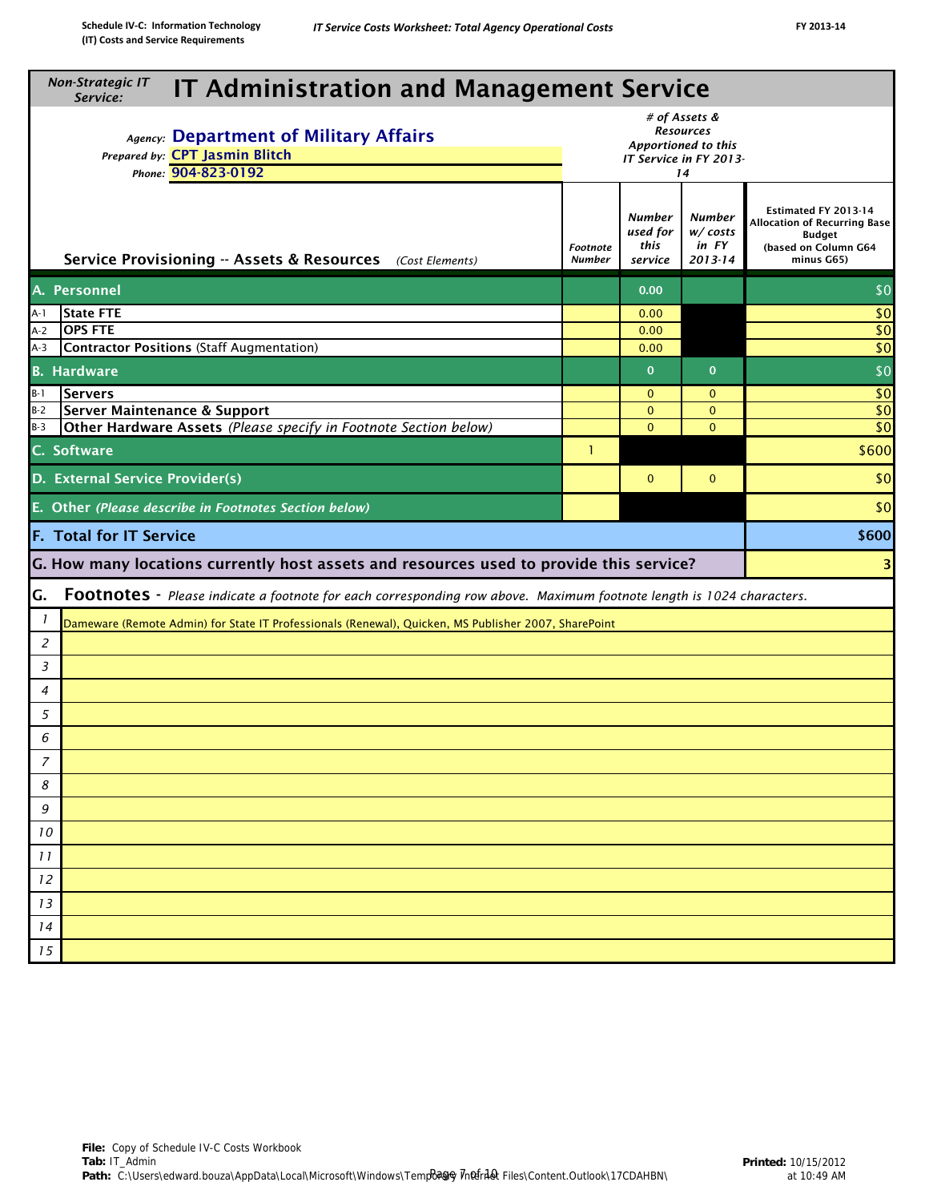Schedule IV-C: Information Technology (IT) Costs and Service Requirements

*IT Service Costs Worksheet: Total Agency Operational Costs*

FY 2013-14

*Non-Strategic IT Service:*

# IT Administration and Management Service

*Agency:* **Department of Military Affairs**
*Prepared by:* **CPT Jasmin Blitch**
*Phone:* **904-823-0192**

| Service Provisioning -- Assets & Resources *(Cost Elements)* | *Footnote Number* | *# of Assets & Resources Apportioned to this IT Service in FY 2013-14* — *Number used for this service* | *Number w/ costs in FY 2013-14* | Estimated FY 2013-14 Allocation of Recurring Base Budget (based on Column G64 minus G65) |
|---|---|---|---|---|
| **A. Personnel** | | 0.00 | | $0 |
| A-1 **State FTE** | | 0.00 | | $0 |
| A-2 **OPS FTE** | | 0.00 | | $0 |
| A-3 **Contractor Positions** (Staff Augmentation) | | 0.00 | | $0 |
| **B. Hardware** | | 0 | 0 | $0 |
| B-1 **Servers** | | 0 | 0 | $0 |
| B-2 **Server Maintenance & Support** | | 0 | 0 | $0 |
| B-3 **Other Hardware Assets** *(Please specify in Footnote Section below)* | | 0 | 0 | $0 |
| **C. Software** | 1 | | | $600 |
| **D. External Service Provider(s)** | | 0 | 0 | $0 |
| **E. Other** *(Please describe in Footnotes Section below)* | | | | $0 |
| **F. Total for IT Service** | | | | **$600** |
| **G. How many locations currently host assets and resources used to provide this service?** | | | | 3 |

**G. Footnotes** - *Please indicate a footnote for each corresponding row above. Maximum footnote length is 1024 characters.*

| # | Footnote |
|---|---|
| 1 | Dameware (Remote Admin) for State IT Professionals (Renewal), Quicken, MS Publisher 2007, SharePoint |
| 2 | |
| 3 | |
| 4 | |
| 5 | |
| 6 | |
| 7 | |
| 8 | |
| 9 | |
| 10 | |
| 11 | |
| 12 | |
| 13 | |
| 14 | |
| 15 | |

**File:** Copy of Schedule IV-C Costs Workbook
**Tab:** IT_Admin
**Path:** C:\Users\edward.bouza\AppData\Local\Microsoft\Windows\Temporary Internet Files\Content.Outlook\17CDAHBN\

**Printed:** 10/15/2012 at 10:49 AM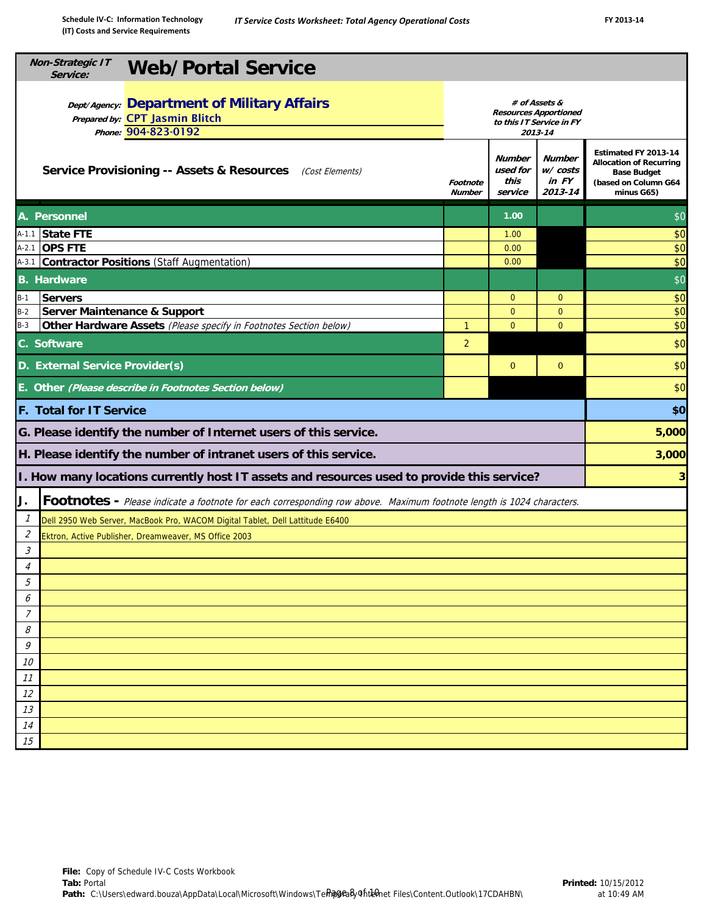**Non-Strategic IT Service:** 

# Web/Portal Service

**Dept/Agency:** Department of Military Affairs
**Prepared by:** CPT Jasmin Blitch
**Phone:** 904-823-0192

| | Service Provisioning -- Assets & Resources *(Cost Elements)* | Footnote Number | # of Assets & Resources Apportioned to this IT Service in FY 2013-14 | | Estimated FY 2013-14 Allocation of Recurring Base Budget (based on Column G64 minus G65) |
|---|---|---|---|---|---|
| | | | Number used for this service | Number w/ costs in FY 2013-14 | |
| **A.** | **Personnel** | | 1.00 | | $0 |
| A-1.1 | **State FTE** | | 1.00 | | $0 |
| A-2.1 | **OPS FTE** | | 0.00 | | $0 |
| A-3.1 | **Contractor Positions** (Staff Augmentation) | | 0.00 | | $0 |
| **B.** | **Hardware** | | | | $0 |
| B-1 | **Servers** | | 0 | 0 | $0 |
| B-2 | **Server Maintenance & Support** | | 0 | 0 | $0 |
| B-3 | **Other Hardware Assets** *(Please specify in Footnotes Section below)* | 1 | 0 | 0 | $0 |
| **C.** | **Software** | 2 | | | $0 |
| **D.** | **External Service Provider(s)** | | 0 | 0 | $0 |
| **E.** | **Other** *(Please describe in Footnotes Section below)* | | | | $0 |
| **F.** | **Total for IT Service** | | | | **$0** |
| **G.** | **Please identify the number of Internet users of this service.** | | | | **5,000** |
| **H.** | **Please identify the number of intranet users of this service.** | | | | **3,000** |
| **I.** | **How many locations currently host IT assets and resources used to provide this service?** | | | | **3** |

**J. Footnotes -** *Please indicate a footnote for each corresponding row above. Maximum footnote length is 1024 characters.*

| # | Footnote |
|---|---|
| 1 | Dell 2950 Web Server, MacBook Pro, WACOM Digital Tablet, Dell Lattitude E6400 |
| 2 | Ektron, Active Publisher, Dreamweaver, MS Office 2003 |
| 3 | |
| 4 | |
| 5 | |
| 6 | |
| 7 | |
| 8 | |
| 9 | |
| 10 | |
| 11 | |
| 12 | |
| 13 | |
| 14 | |
| 15 | |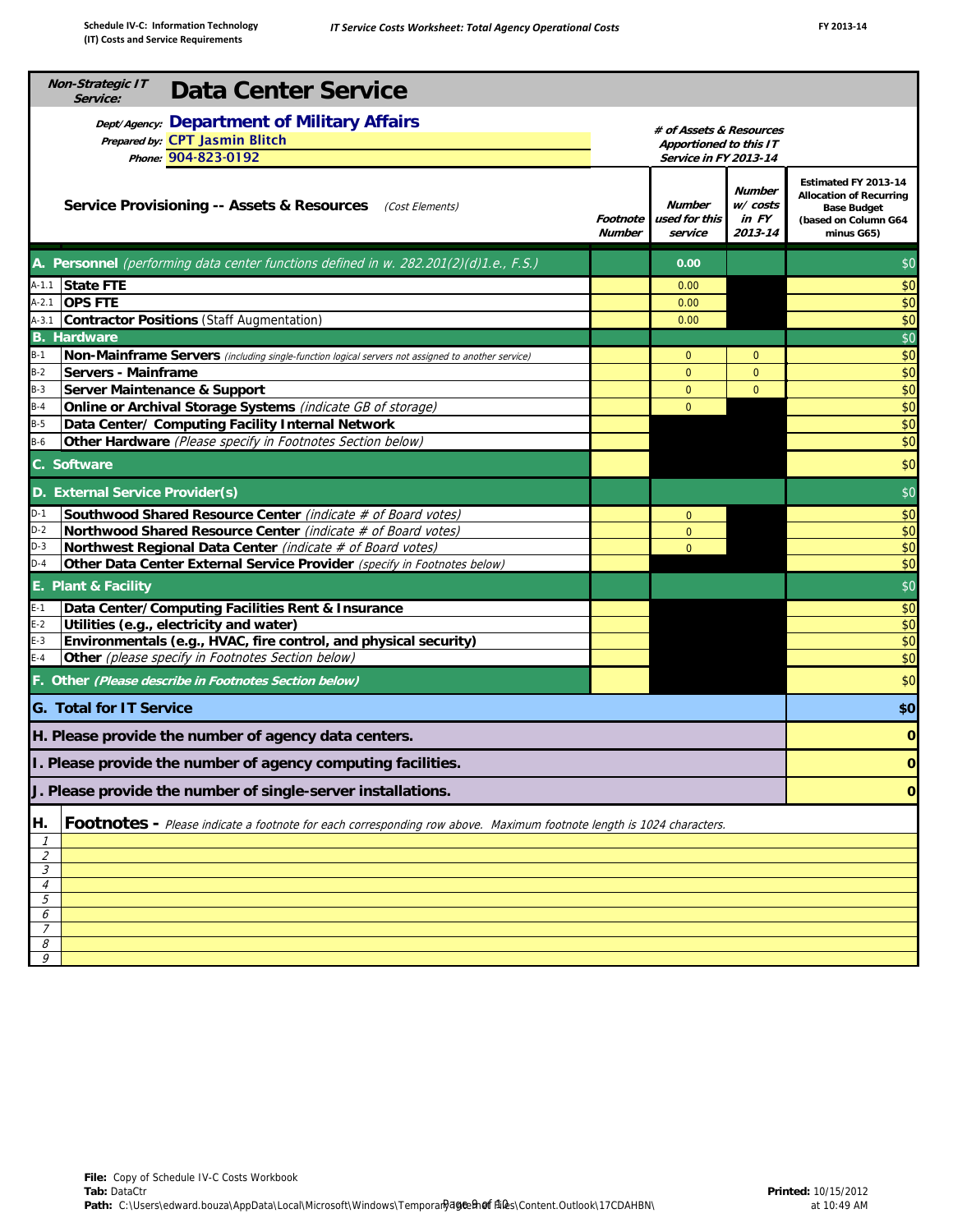Schedule IV-C: Information Technology (IT) Costs and Service Requirements

*IT Service Costs Worksheet: Total Agency Operational Costs*

FY 2013-14

## Non-Strategic IT Service: Data Center Service

*Dept/Agency:* **Department of Military Affairs**
*Prepared by:* CPT Jasmin Blitch
*Phone:* 904-823-0192

| | Service Provisioning -- Assets & Resources *(Cost Elements)* | Footnote Number | # of Assets & Resources Apportioned to this IT Service in FY 2013-14 — Number used for this service | Number w/ costs in FY 2013-14 | Estimated FY 2013-14 Allocation of Recurring Base Budget (based on Column G64 minus G65) |
|---|---|---|---|---|---|
| **A.** | **Personnel** *(performing data center functions defined in w. 282.201(2)(d)1.e., F.S.)* | | 0.00 | | $0 |
| A-1.1 | **State FTE** | | 0.00 | | $0 |
| A-2.1 | **OPS FTE** | | 0.00 | | $0 |
| A-3.1 | **Contractor Positions** (Staff Augmentation) | | 0.00 | | $0 |
| **B.** | **Hardware** | | | | $0 |
| B-1 | **Non-Mainframe Servers** *(including single-function logical servers not assigned to another service)* | | 0 | 0 | $0 |
| B-2 | **Servers - Mainframe** | | 0 | 0 | $0 |
| B-3 | **Server Maintenance & Support** | | 0 | 0 | $0 |
| B-4 | **Online or Archival Storage Systems** *(indicate GB of storage)* | | 0 | | $0 |
| B-5 | **Data Center/ Computing Facility Internal Network** | | | | $0 |
| B-6 | **Other Hardware** *(Please specify in Footnotes Section below)* | | | | $0 |
| **C.** | **Software** | | | | $0 |
| **D.** | **External Service Provider(s)** | | | | $0 |
| D-1 | **Southwood Shared Resource Center** *(indicate # of Board votes)* | | 0 | | $0 |
| D-2 | **Northwood Shared Resource Center** *(indicate # of Board votes)* | | 0 | | $0 |
| D-3 | **Northwest Regional Data Center** *(indicate # of Board votes)* | | 0 | | $0 |
| D-4 | **Other Data Center External Service Provider** *(specify in Footnotes below)* | | | | $0 |
| **E.** | **Plant & Facility** | | | | $0 |
| E-1 | **Data Center/Computing Facilities Rent & Insurance** | | | | $0 |
| E-2 | **Utilities (e.g., electricity and water)** | | | | $0 |
| E-3 | **Environmentals (e.g., HVAC, fire control, and physical security)** | | | | $0 |
| E-4 | **Other** *(please specify in Footnotes Section below)* | | | | $0 |
| **F.** | **Other** *(Please describe in Footnotes Section below)* | | | | $0 |
| **G.** | **Total for IT Service** | | | | **$0** |
| **H.** | **Please provide the number of agency data centers.** | | | | **0** |
| **I.** | **Please provide the number of agency computing facilities.** | | | | **0** |
| **J.** | **Please provide the number of single-server installations.** | | | | **0** |

### H. Footnotes - *Please indicate a footnote for each corresponding row above. Maximum footnote length is 1024 characters.*

| # | Footnote |
|---|---|
| 1 | |
| 2 | |
| 3 | |
| 4 | |
| 5 | |
| 6 | |
| 7 | |
| 8 | |
| 9 | |

**File:** Copy of Schedule IV-C Costs Workbook
**Tab:** DataCtr
**Path:** C:\Users\edward.bouza\AppData\Local\Microsoft\Windows\Temporary Internet Files\Content.Outlook\17CDAHBN\

**Printed:** 10/15/2012 at 10:49 AM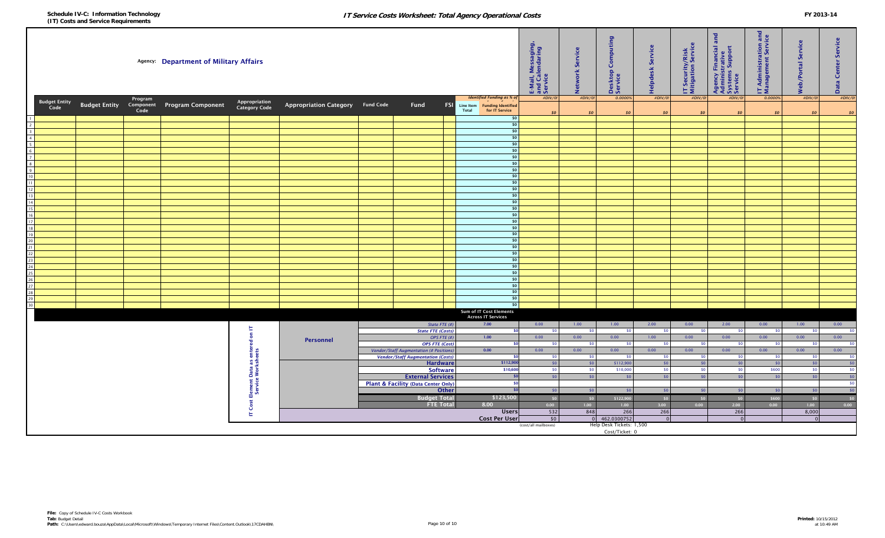**Schedule IV-C: Information Technology (IT) Costs and Service Requirements**

***IT Service Costs Worksheet: Total Agency Operational Costs***

**FY 2013-14**

Agency: **Department of Military Affairs**

| Budget Entity Code | Budget Entity | Program Component Code | Program Component | Appropriation Category Code | Appropriation Category | Fund Code | Fund | FSI | Line Item Total | Identified Funding as % of Funding Identified for IT Service | E-Mail, Messaging, and Calendaring Service | Network Service | Desktop Computing Service | Helpdesk Service | IT Security/Risk Mitigation Service | Agency Financial and Administrative Systems Support Service | IT Administration and Management Service | Web/Portal Service | Data Center Service |
|---|---|---|---|---|---|---|---|---|---|---|---|---|---|---|---|---|---|---|---|
| | | | | | | | | | | | #DIV/0! | #DIV/0! | 0.0000% | #DIV/0! | #DIV/0! | #DIV/0! | 0.0000% | #DIV/0! | #DIV/0! |
| | | | | | | | | | | | $0 | $0 | $0 | $0 | $0 | $0 | $0 | $0 | $0 |
| 1 | | | | | | | | | | $0 | | | | | | | | | |
| 2 | | | | | | | | | | $0 | | | | | | | | | |
| 3 | | | | | | | | | | $0 | | | | | | | | | |
| 4 | | | | | | | | | | $0 | | | | | | | | | |
| 5 | | | | | | | | | | $0 | | | | | | | | | |
| 6 | | | | | | | | | | $0 | | | | | | | | | |
| 7 | | | | | | | | | | $0 | | | | | | | | | |
| 8 | | | | | | | | | | $0 | | | | | | | | | |
| 9 | | | | | | | | | | $0 | | | | | | | | | |
| 10 | | | | | | | | | | $0 | | | | | | | | | |
| 11 | | | | | | | | | | $0 | | | | | | | | | |
| 12 | | | | | | | | | | $0 | | | | | | | | | |
| 13 | | | | | | | | | | $0 | | | | | | | | | |
| 14 | | | | | | | | | | $0 | | | | | | | | | |
| 15 | | | | | | | | | | $0 | | | | | | | | | |
| 16 | | | | | | | | | | $0 | | | | | | | | | |
| 17 | | | | | | | | | | $0 | | | | | | | | | |
| 18 | | | | | | | | | | $0 | | | | | | | | | |
| 19 | | | | | | | | | | $0 | | | | | | | | | |
| 20 | | | | | | | | | | $0 | | | | | | | | | |
| 21 | | | | | | | | | | $0 | | | | | | | | | |
| 22 | | | | | | | | | | $0 | | | | | | | | | |
| 23 | | | | | | | | | | $0 | | | | | | | | | |
| 24 | | | | | | | | | | $0 | | | | | | | | | |
| 25 | | | | | | | | | | $0 | | | | | | | | | |
| 26 | | | | | | | | | | $0 | | | | | | | | | |
| 27 | | | | | | | | | | $0 | | | | | | | | | |
| 28 | | | | | | | | | | $0 | | | | | | | | | |
| 29 | | | | | | | | | | $0 | | | | | | | | | |
| 30 | | | | | | | | | | $0 | | | | | | | | | |

**IT Cost Element Data as entered on IT Service Worksheets**

| Category | Cost Element | Sum of IT Cost Elements Across IT Services | E-Mail, Messaging, and Calendaring Service | Network Service | Desktop Computing Service | Helpdesk Service | IT Security/Risk Mitigation Service | Agency Financial and Administrative Systems Support Service | IT Administration and Management Service | Web/Portal Service | Data Center Service |
|---|---|---|---|---|---|---|---|---|---|---|---|
| Personnel | State FTE (#) | 7.00 | 0.00 | 1.00 | 1.00 | 2.00 | 0.00 | 2.00 | 0.00 | 1.00 | 0.00 |
| | State FTE (Costs) | $0 | $0 | $0 | $0 | $0 | $0 | $0 | $0 | $0 | $0 |
| | OPS FTE (#) | 1.00 | 0.00 | 0.00 | 0.00 | 1.00 | 0.00 | 0.00 | 0.00 | 0.00 | 0.00 |
| | OPS FTE (Cost) | $0 | $0 | $0 | $0 | $0 | $0 | $0 | $0 | $0 | $0 |
| | Vendor/Staff Augmentation (# Positions) | 0.00 | 0.00 | 0.00 | 0.00 | 0.00 | 0.00 | 0.00 | 0.00 | 0.00 | 0.00 |
| | Vendor/Staff Augmentation (Costs) | $0 | $0 | $0 | $0 | $0 | $0 | $0 | $0 | $0 | $0 |
| | Hardware | $112,900 | $0 | $0 | $112,900 | $0 | $0 | $0 | $0 | $0 | $0 |
| | Software | $10,600 | $0 | $0 | $10,000 | $0 | $0 | $0 | $600 | $0 | $0 |
| | External Services | $0 | $0 | $0 | $0 | $0 | $0 | $0 | $0 | $0 | $0 |
| | Plant & Facility (Data Center Only) | $0 | | | | | | | | | $0 |
| | Other | $0 | $0 | $0 | $0 | $0 | $0 | $0 | $0 | $0 | $0 |
| | Budget Total | $123,500 | $0 | $0 | $122,900 | $0 | $0 | $0 | $600 | $0 | $0 |
| | FTE Total | 8.00 | 0.00 | 1.00 | 1.00 | 3.00 | 0.00 | 2.00 | 0.00 | 1.00 | 0.00 |
| | Users | | 532 | 848 | 266 | 266 | | 266 | | 8,000 | |
| | Cost Per User | | $0 | 0 | 462.0300752 | 0 | | 0 | | 0 | |
| | | | (cost/all mailboxes) | | Help Desk Tickets: 1,500 Cost/Ticket: 0 | | | | | | |

**File:** Copy of Schedule IV-C Costs Workbook
**Tab:** Budget Detail
**Path:** C:\Users\edward.bouza\AppData\Local\Microsoft\Windows\Temporary Internet Files\Content.Outlook\17CDAHBN\

**Printed:** 10/15/2012 at 10:49 AM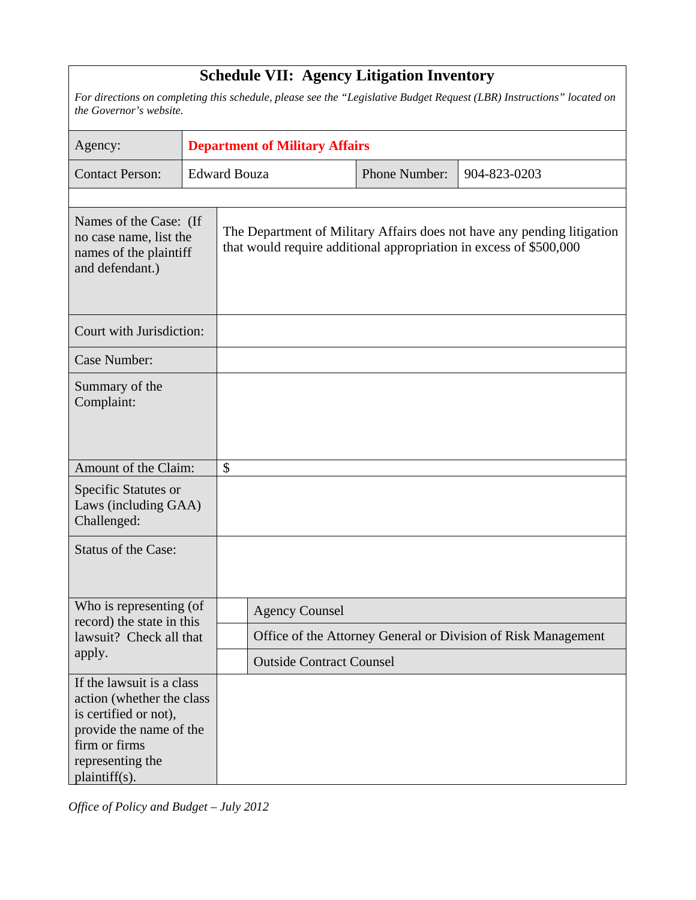# Schedule VII: Agency Litigation Inventory

*For directions on completing this schedule, please see the "Legislative Budget Request (LBR) Instructions" located on the Governor's website.*

| Agency: | **Department of Military Affairs** | | |
|---|---|---|---|
| Contact Person: | Edward Bouza | Phone Number: | 904-823-0203 |

| | | |
|---|---|---|
| Names of the Case: (If no case name, list the names of the plaintiff and defendant.) | The Department of Military Affairs does not have any pending litigation that would require additional appropriation in excess of $500,000 | |
| Court with Jurisdiction: | | |
| Case Number: | | |
| Summary of the Complaint: | | |
| Amount of the Claim: | $ | |
| Specific Statutes or Laws (including GAA) Challenged: | | |
| Status of the Case: | | |
| Who is representing (of record) the state in this lawsuit? Check all that apply. | | Agency Counsel |
| | | Office of the Attorney General or Division of Risk Management |
| | | Outside Contract Counsel |
| If the lawsuit is a class action (whether the class is certified or not), provide the name of the firm or firms representing the plaintiff(s). | | |

*Office of Policy and Budget – July 2012*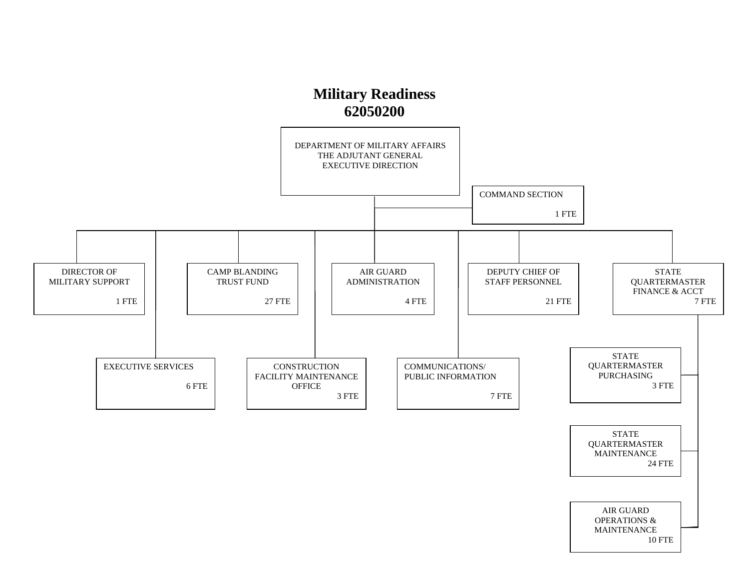# Military Readiness
# 62050200

- DEPARTMENT OF MILITARY AFFAIRS THE ADJUTANT GENERAL EXECUTIVE DIRECTION
  - COMMAND SECTION — 1 FTE
  - DIRECTOR OF MILITARY SUPPORT — 1 FTE
  - EXECUTIVE SERVICES — 6 FTE
  - CAMP BLANDING TRUST FUND — 27 FTE
  - CONSTRUCTION FACILITY MAINTENANCE OFFICE — 3 FTE
  - AIR GUARD ADMINISTRATION — 4 FTE
  - COMMUNICATIONS/ PUBLIC INFORMATION — 7 FTE
  - DEPUTY CHIEF OF STAFF PERSONNEL — 21 FTE
  - STATE QUARTERMASTER FINANCE & ACCT — 7 FTE
    - STATE QUARTERMASTER PURCHASING — 3 FTE
    - STATE QUARTERMASTER MAINTENANCE — 24 FTE
    - AIR GUARD OPERATIONS & MAINTENANCE — 10 FTE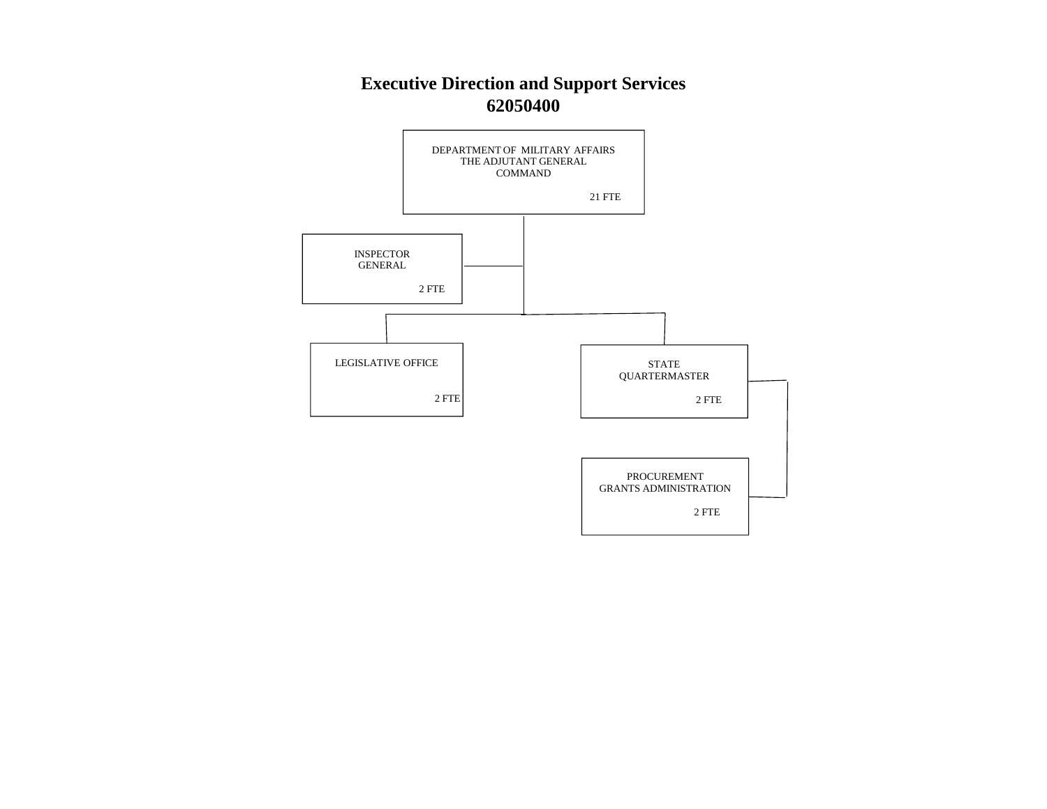# Executive Direction and Support Services
# 62050400

DEPARTMENT OF MILITARY AFFAIRS
THE ADJUTANT GENERAL
COMMAND

21 FTE

INSPECTOR
GENERAL

2 FTE

LEGISLATIVE OFFICE

2 FTE

STATE
QUARTERMASTER

2 FTE

PROCUREMENT
GRANTS ADMINISTRATION

2 FTE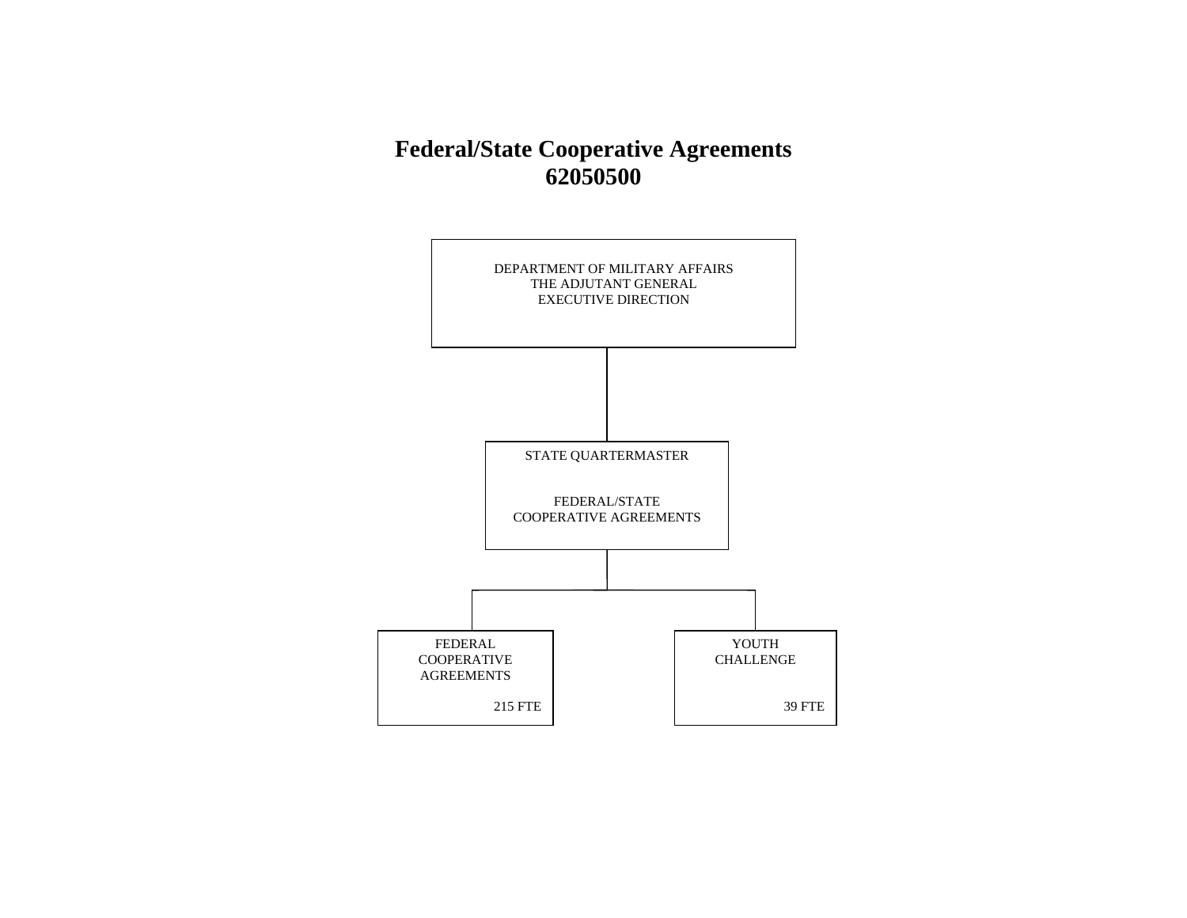# Federal/State Cooperative Agreements
# 62050500

DEPARTMENT OF MILITARY AFFAIRS
THE ADJUTANT GENERAL
EXECUTIVE DIRECTION

STATE QUARTERMASTER

FEDERAL/STATE
COOPERATIVE AGREEMENTS

FEDERAL
COOPERATIVE
AGREEMENTS

215 FTE

YOUTH
CHALLENGE

39 FTE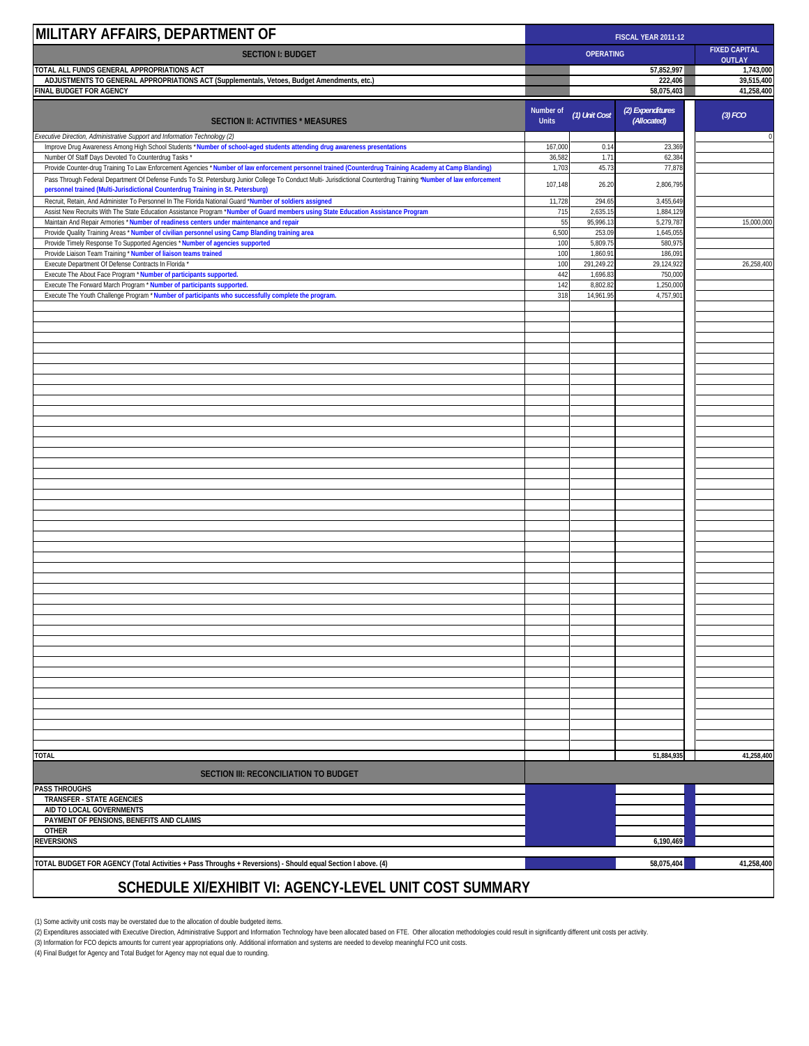# MILITARY AFFAIRS, DEPARTMENT OF

| SECTION I: BUDGET | | FISCAL YEAR 2011-12 OPERATING | | FIXED CAPITAL OUTLAY |
|---|---|---|---|---|
| TOTAL ALL FUNDS GENERAL APPROPRIATIONS ACT | | | 57,852,997 | 1,743,000 |
| ADJUSTMENTS TO GENERAL APPROPRIATIONS ACT (Supplementals, Vetoes, Budget Amendments, etc.) | | | 222,406 | 39,515,400 |
| FINAL BUDGET FOR AGENCY | | | 58,075,403 | 41,258,400 |

| SECTION II: ACTIVITIES * MEASURES | Number of Units | (1) Unit Cost | (2) Expenditures (Allocated) | (3) FCO |
|---|---|---|---|---|
| *Executive Direction, Administrative Support and Information Technology (2)* | | | | 0 |
| Improve Drug Awareness Among High School Students * **Number of school-aged students attending drug awareness presentations** | 167,000 | 0.14 | 23,369 | |
| Number Of Staff Days Devoted To Counterdrug Tasks * | 36,582 | 1.71 | 62,384 | |
| Provide Counter-drug Training To Law Enforcement Agencies * **Number of law enforcement personnel trained (Counterdrug Training Academy at Camp Blanding)** | 1,703 | 45.73 | 77,878 | |
| Pass Through Federal Department Of Defense Funds To St. Petersburg Junior College To Conduct Multi- Jurisdictional Counterdrug Training ***Number of law enforcement personnel trained (Multi-Jurisdictional Counterdrug Training in St. Petersburg)** | 107,148 | 26.20 | 2,806,795 | |
| Recruit, Retain, And Administer To Personnel In The Florida National Guard ***Number of soldiers assigned** | 11,728 | 294.65 | 3,455,649 | |
| Assist New Recruits With The State Education Assistance Program ***Number of Guard members using State Education Assistance Program** | 715 | 2,635.15 | 1,884,129 | |
| Maintain And Repair Armories * **Number of readiness centers under maintenance and repair** | 55 | 95,996.13 | 5,279,787 | 15,000,000 |
| Provide Quality Training Areas * **Number of civilian personnel using Camp Blanding training area** | 6,500 | 253.09 | 1,645,055 | |
| Provide Timely Response To Supported Agencies * **Number of agencies supported** | 100 | 5,809.75 | 580,975 | |
| Provide Liaison Team Training * **Number of liaison teams trained** | 100 | 1,860.91 | 186,091 | |
| Execute Department Of Defense Contracts In Florida * | 100 | 291,249.22 | 29,124,922 | 26,258,400 |
| Execute The About Face Program * **Number of participants supported.** | 442 | 1,696.83 | 750,000 | |
| Execute The Forward March Program * **Number of participants supported.** | 142 | 8,802.82 | 1,250,000 | |
| Execute The Youth Challenge Program * **Number of participants who successfully complete the program.** | 318 | 14,961.95 | 4,757,901 | |
| **TOTAL** | | | 51,884,935 | 41,258,400 |

| SECTION III: RECONCILIATION TO BUDGET | | |
|---|---|---|
| PASS THROUGHS | | |
| TRANSFER - STATE AGENCIES | | |
| AID TO LOCAL GOVERNMENTS | | |
| PAYMENT OF PENSIONS, BENEFITS AND CLAIMS | | |
| OTHER | | |
| REVERSIONS | 6,190,469 | |
| TOTAL BUDGET FOR AGENCY (Total Activities + Pass Throughs + Reversions) - Should equal Section I above. (4) | 58,075,404 | 41,258,400 |

## SCHEDULE XI/EXHIBIT VI: AGENCY-LEVEL UNIT COST SUMMARY

(1) Some activity unit costs may be overstated due to the allocation of double budgeted items.

(2) Expenditures associated with Executive Direction, Administrative Support and Information Technology have been allocated based on FTE. Other allocation methodologies could result in significantly different unit costs per activity.

(3) Information for FCO depicts amounts for current year appropriations only. Additional information and systems are needed to develop meaningful FCO unit costs.

(4) Final Budget for Agency and Total Budget for Agency may not equal due to rounding.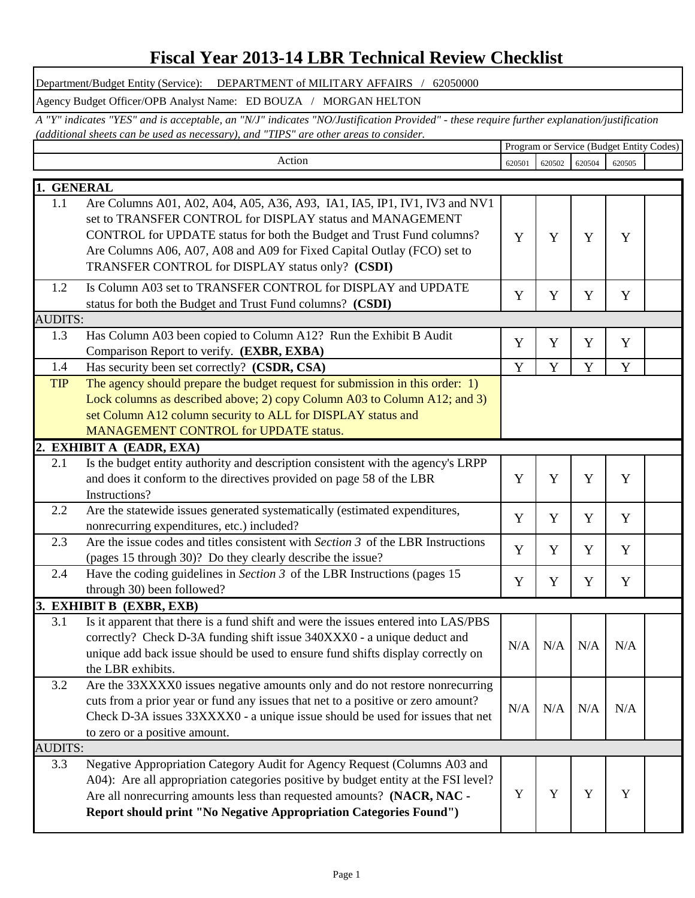# Fiscal Year 2013-14 LBR Technical Review Checklist

Department/Budget Entity (Service): DEPARTMENT of MILITARY AFFAIRS / 62050000

Agency Budget Officer/OPB Analyst Name: ED BOUZA / MORGAN HELTON

*A "Y" indicates "YES" and is acceptable, an "N/J" indicates "NO/Justification Provided" - these require further explanation/justification (additional sheets can be used as necessary), and "TIPS" are other areas to consider.*

| | | Program or Service (Budget Entity Codes) | | | | |
|---|---|---|---|---|---|---|
| | Action | 620501 | 620502 | 620504 | 620505 | |
| **1. GENERAL** | | | | | | |
| 1.1 | Are Columns A01, A02, A04, A05, A36, A93, IA1, IA5, IP1, IV1, IV3 and NV1 set to TRANSFER CONTROL for DISPLAY status and MANAGEMENT CONTROL for UPDATE status for both the Budget and Trust Fund columns? Are Columns A06, A07, A08 and A09 for Fixed Capital Outlay (FCO) set to TRANSFER CONTROL for DISPLAY status only? **(CSDI)** | Y | Y | Y | Y | |
| 1.2 | Is Column A03 set to TRANSFER CONTROL for DISPLAY and UPDATE status for both the Budget and Trust Fund columns? **(CSDI)** | Y | Y | Y | Y | |
| AUDITS: | | | | | | |
| 1.3 | Has Column A03 been copied to Column A12? Run the Exhibit B Audit Comparison Report to verify. **(EXBR, EXBA)** | Y | Y | Y | Y | |
| 1.4 | Has security been set correctly? **(CSDR, CSA)** | Y | Y | Y | Y | |
| TIP | The agency should prepare the budget request for submission in this order: 1) Lock columns as described above; 2) copy Column A03 to Column A12; and 3) set Column A12 column security to ALL for DISPLAY status and MANAGEMENT CONTROL for UPDATE status. | | | | | |
| **2. EXHIBIT A (EADR, EXA)** | | | | | | |
| 2.1 | Is the budget entity authority and description consistent with the agency's LRPP and does it conform to the directives provided on page 58 of the LBR Instructions? | Y | Y | Y | Y | |
| 2.2 | Are the statewide issues generated systematically (estimated expenditures, nonrecurring expenditures, etc.) included? | Y | Y | Y | Y | |
| 2.3 | Are the issue codes and titles consistent with *Section 3* of the LBR Instructions (pages 15 through 30)? Do they clearly describe the issue? | Y | Y | Y | Y | |
| 2.4 | Have the coding guidelines in *Section 3* of the LBR Instructions (pages 15 through 30) been followed? | Y | Y | Y | Y | |
| **3. EXHIBIT B (EXBR, EXB)** | | | | | | |
| 3.1 | Is it apparent that there is a fund shift and were the issues entered into LAS/PBS correctly? Check D-3A funding shift issue 340XXX0 - a unique deduct and unique add back issue should be used to ensure fund shifts display correctly on the LBR exhibits. | N/A | N/A | N/A | N/A | |
| 3.2 | Are the 33XXXX0 issues negative amounts only and do not restore nonrecurring cuts from a prior year or fund any issues that net to a positive or zero amount? Check D-3A issues 33XXXX0 - a unique issue should be used for issues that net to zero or a positive amount. | N/A | N/A | N/A | N/A | |
| AUDITS: | | | | | | |
| 3.3 | Negative Appropriation Category Audit for Agency Request (Columns A03 and A04): Are all appropriation categories positive by budget entity at the FSI level? Are all nonrecurring amounts less than requested amounts? **(NACR, NAC - Report should print "No Negative Appropriation Categories Found")** | Y | Y | Y | Y | |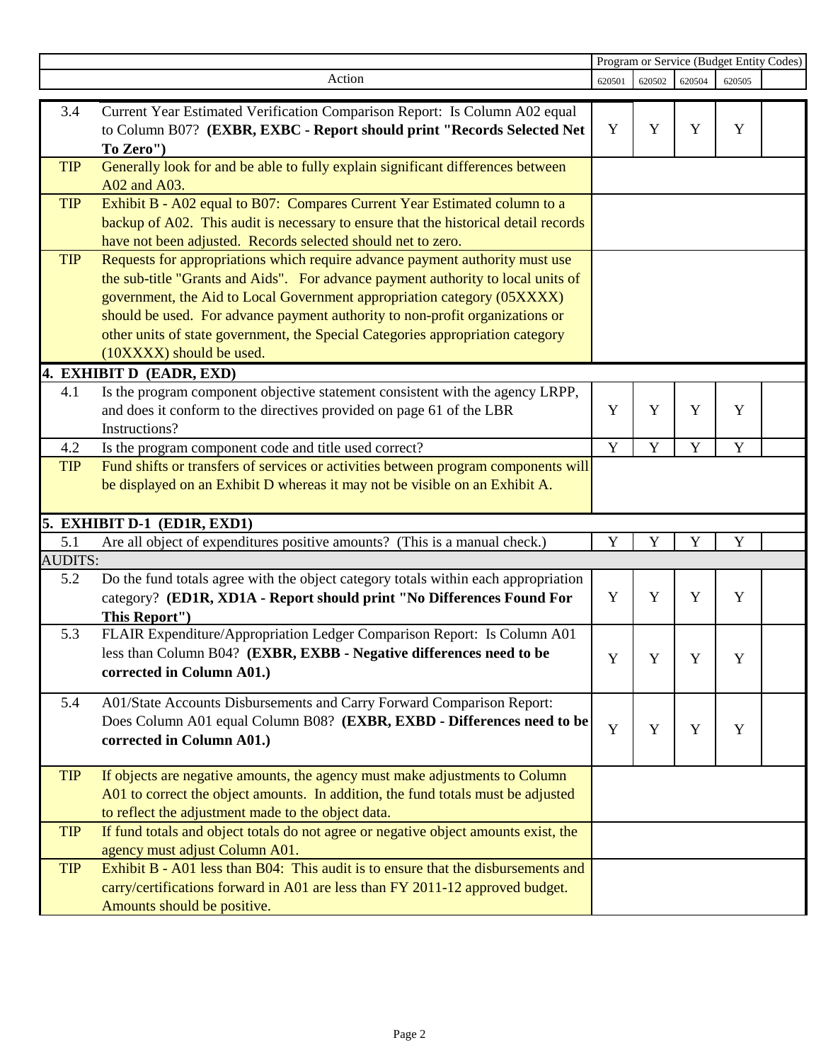| | Action | Program or Service (Budget Entity Codes) | | | | |
|---|---|---|---|---|---|---|
| | | 620501 | 620502 | 620504 | 620505 | |
| 3.4 | Current Year Estimated Verification Comparison Report: Is Column A02 equal to Column B07? **(EXBR, EXBC - Report should print "Records Selected Net To Zero")** | Y | Y | Y | Y | |
| TIP | Generally look for and be able to fully explain significant differences between A02 and A03. | | | | | |
| TIP | Exhibit B - A02 equal to B07: Compares Current Year Estimated column to a backup of A02. This audit is necessary to ensure that the historical detail records have not been adjusted. Records selected should net to zero. | | | | | |
| TIP | Requests for appropriations which require advance payment authority must use the sub-title "Grants and Aids". For advance payment authority to local units of government, the Aid to Local Government appropriation category (05XXXX) should be used. For advance payment authority to non-profit organizations or other units of state government, the Special Categories appropriation category (10XXXX) should be used. | | | | | |
| **4. EXHIBIT D (EADR, EXD)** | | | | | | |
| 4.1 | Is the program component objective statement consistent with the agency LRPP, and does it conform to the directives provided on page 61 of the LBR Instructions? | Y | Y | Y | Y | |
| 4.2 | Is the program component code and title used correct? | Y | Y | Y | Y | |
| TIP | Fund shifts or transfers of services or activities between program components will be displayed on an Exhibit D whereas it may not be visible on an Exhibit A. | | | | | |
| **5. EXHIBIT D-1 (ED1R, EXD1)** | | | | | | |
| 5.1 | Are all object of expenditures positive amounts? (This is a manual check.) | Y | Y | Y | Y | |
| AUDITS: | | | | | | |
| 5.2 | Do the fund totals agree with the object category totals within each appropriation category? **(ED1R, XD1A - Report should print "No Differences Found For This Report")** | Y | Y | Y | Y | |
| 5.3 | FLAIR Expenditure/Appropriation Ledger Comparison Report: Is Column A01 less than Column B04? **(EXBR, EXBB - Negative differences need to be corrected in Column A01.)** | Y | Y | Y | Y | |
| 5.4 | A01/State Accounts Disbursements and Carry Forward Comparison Report: Does Column A01 equal Column B08? **(EXBR, EXBD - Differences need to be corrected in Column A01.)** | Y | Y | Y | Y | |
| TIP | If objects are negative amounts, the agency must make adjustments to Column A01 to correct the object amounts. In addition, the fund totals must be adjusted to reflect the adjustment made to the object data. | | | | | |
| TIP | If fund totals and object totals do not agree or negative object amounts exist, the agency must adjust Column A01. | | | | | |
| TIP | Exhibit B - A01 less than B04: This audit is to ensure that the disbursements and carry/certifications forward in A01 are less than FY 2011-12 approved budget. Amounts should be positive. | | | | | |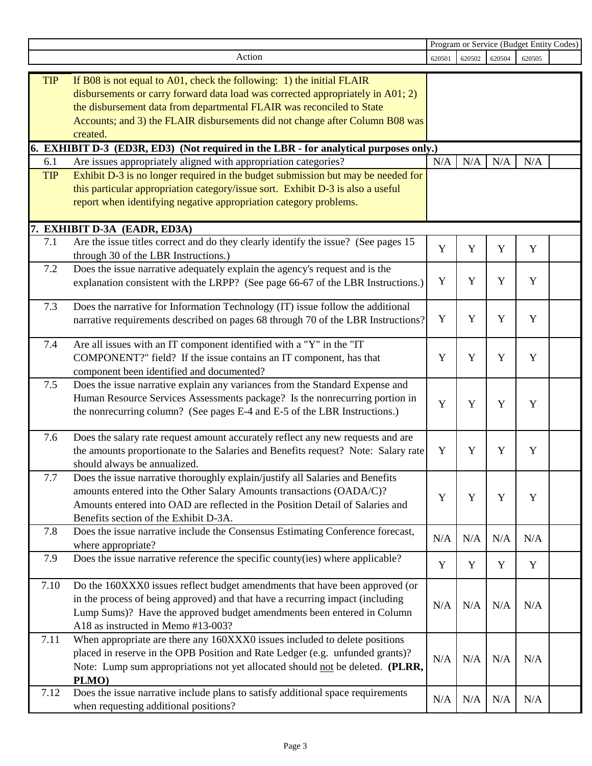| | Action | Program or Service (Budget Entity Codes) | | | | |
|---|---|---|---|---|---|---|
| | | 620501 | 620502 | 620504 | 620505 | |
| TIP | If B08 is not equal to A01, check the following: 1) the initial FLAIR disbursements or carry forward data load was corrected appropriately in A01; 2) the disbursement data from departmental FLAIR was reconciled to State Accounts; and 3) the FLAIR disbursements did not change after Column B08 was created. | | | | | |
| **6. EXHIBIT D-3 (ED3R, ED3) (Not required in the LBR - for analytical purposes only.)** | | | | | | |
| 6.1 | Are issues appropriately aligned with appropriation categories? | N/A | N/A | N/A | N/A | |
| TIP | Exhibit D-3 is no longer required in the budget submission but may be needed for this particular appropriation category/issue sort. Exhibit D-3 is also a useful report when identifying negative appropriation category problems. | | | | | |
| **7. EXHIBIT D-3A (EADR, ED3A)** | | | | | | |
| 7.1 | Are the issue titles correct and do they clearly identify the issue? (See pages 15 through 30 of the LBR Instructions.) | Y | Y | Y | Y | |
| 7.2 | Does the issue narrative adequately explain the agency's request and is the explanation consistent with the LRPP? (See page 66-67 of the LBR Instructions.) | Y | Y | Y | Y | |
| 7.3 | Does the narrative for Information Technology (IT) issue follow the additional narrative requirements described on pages 68 through 70 of the LBR Instructions? | Y | Y | Y | Y | |
| 7.4 | Are all issues with an IT component identified with a "Y" in the "IT COMPONENT?" field? If the issue contains an IT component, has that component been identified and documented? | Y | Y | Y | Y | |
| 7.5 | Does the issue narrative explain any variances from the Standard Expense and Human Resource Services Assessments package? Is the nonrecurring portion in the nonrecurring column? (See pages E-4 and E-5 of the LBR Instructions.) | Y | Y | Y | Y | |
| 7.6 | Does the salary rate request amount accurately reflect any new requests and are the amounts proportionate to the Salaries and Benefits request? Note: Salary rate should always be annualized. | Y | Y | Y | Y | |
| 7.7 | Does the issue narrative thoroughly explain/justify all Salaries and Benefits amounts entered into the Other Salary Amounts transactions (OADA/C)? Amounts entered into OAD are reflected in the Position Detail of Salaries and Benefits section of the Exhibit D-3A. | Y | Y | Y | Y | |
| 7.8 | Does the issue narrative include the Consensus Estimating Conference forecast, where appropriate? | N/A | N/A | N/A | N/A | |
| 7.9 | Does the issue narrative reference the specific county(ies) where applicable? | Y | Y | Y | Y | |
| 7.10 | Do the 160XXX0 issues reflect budget amendments that have been approved (or in the process of being approved) and that have a recurring impact (including Lump Sums)? Have the approved budget amendments been entered in Column A18 as instructed in Memo #13-003? | N/A | N/A | N/A | N/A | |
| 7.11 | When appropriate are there any 160XXX0 issues included to delete positions placed in reserve in the OPB Position and Rate Ledger (e.g. unfunded grants)? Note: Lump sum appropriations not yet allocated should not be deleted. **(PLRR, PLMO)** | N/A | N/A | N/A | N/A | |
| 7.12 | Does the issue narrative include plans to satisfy additional space requirements when requesting additional positions? | N/A | N/A | N/A | N/A | |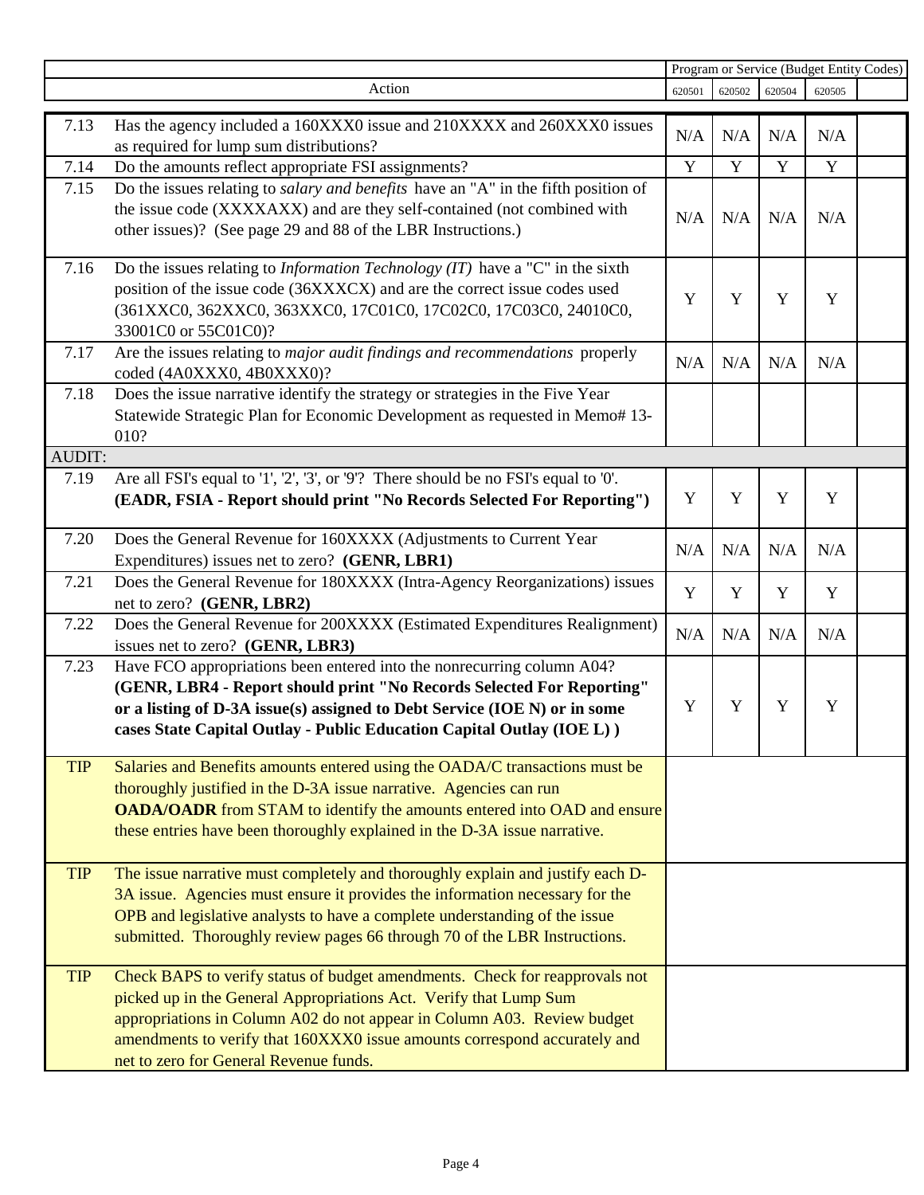| | Action | Program or Service (Budget Entity Codes) | | | | |
|---|---|---|---|---|---|---|
| | | 620501 | 620502 | 620504 | 620505 | |
| 7.13 | Has the agency included a 160XXX0 issue and 210XXXX and 260XXX0 issues as required for lump sum distributions? | N/A | N/A | N/A | N/A | |
| 7.14 | Do the amounts reflect appropriate FSI assignments? | Y | Y | Y | Y | |
| 7.15 | Do the issues relating to *salary and benefits* have an "A" in the fifth position of the issue code (XXXXAXX) and are they self-contained (not combined with other issues)? (See page 29 and 88 of the LBR Instructions.) | N/A | N/A | N/A | N/A | |
| 7.16 | Do the issues relating to *Information Technology (IT)* have a "C" in the sixth position of the issue code (36XXXCX) and are the correct issue codes used (361XXC0, 362XXC0, 363XXC0, 17C01C0, 17C02C0, 17C03C0, 24010C0, 33001C0 or 55C01C0)? | Y | Y | Y | Y | |
| 7.17 | Are the issues relating to *major audit findings and recommendations* properly coded (4A0XXX0, 4B0XXX0)? | N/A | N/A | N/A | N/A | |
| 7.18 | Does the issue narrative identify the strategy or strategies in the Five Year Statewide Strategic Plan for Economic Development as requested in Memo# 13-010? | | | | | |
| AUDIT: | | | | | | |
| 7.19 | Are all FSI's equal to '1', '2', '3', or '9'? There should be no FSI's equal to '0'. **(EADR, FSIA - Report should print "No Records Selected For Reporting")** | Y | Y | Y | Y | |
| 7.20 | Does the General Revenue for 160XXXX (Adjustments to Current Year Expenditures) issues net to zero? **(GENR, LBR1)** | N/A | N/A | N/A | N/A | |
| 7.21 | Does the General Revenue for 180XXXX (Intra-Agency Reorganizations) issues net to zero? **(GENR, LBR2)** | Y | Y | Y | Y | |
| 7.22 | Does the General Revenue for 200XXXX (Estimated Expenditures Realignment) issues net to zero? **(GENR, LBR3)** | N/A | N/A | N/A | N/A | |
| 7.23 | Have FCO appropriations been entered into the nonrecurring column A04? **(GENR, LBR4 - Report should print "No Records Selected For Reporting" or a listing of D-3A issue(s) assigned to Debt Service (IOE N) or in some cases State Capital Outlay - Public Education Capital Outlay (IOE L) )** | Y | Y | Y | Y | |
| TIP | Salaries and Benefits amounts entered using the OADA/C transactions must be thoroughly justified in the D-3A issue narrative. Agencies can run **OADA/OADR** from STAM to identify the amounts entered into OAD and ensure these entries have been thoroughly explained in the D-3A issue narrative. | | | | | |
| TIP | The issue narrative must completely and thoroughly explain and justify each D-3A issue. Agencies must ensure it provides the information necessary for the OPB and legislative analysts to have a complete understanding of the issue submitted. Thoroughly review pages 66 through 70 of the LBR Instructions. | | | | | |
| TIP | Check BAPS to verify status of budget amendments. Check for reapprovals not picked up in the General Appropriations Act. Verify that Lump Sum appropriations in Column A02 do not appear in Column A03. Review budget amendments to verify that 160XXX0 issue amounts correspond accurately and net to zero for General Revenue funds. | | | | | |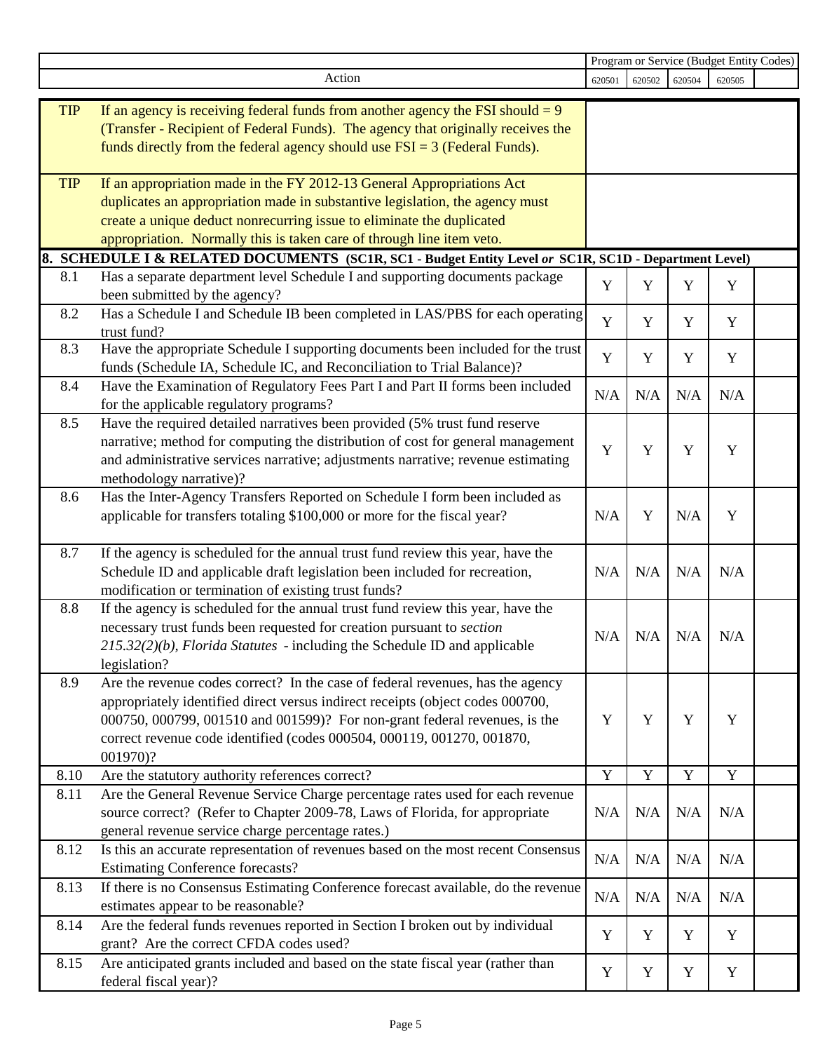| | Action | 620501 | 620502 | 620504 | 620505 | |
|---|---|---|---|---|---|---|
| | | Program or Service (Budget Entity Codes) | | | | |
| TIP | If an agency is receiving federal funds from another agency the FSI should = 9 (Transfer - Recipient of Federal Funds). The agency that originally receives the funds directly from the federal agency should use FSI = 3 (Federal Funds). | | | | | |
| TIP | If an appropriation made in the FY 2012-13 General Appropriations Act duplicates an appropriation made in substantive legislation, the agency must create a unique deduct nonrecurring issue to eliminate the duplicated appropriation. Normally this is taken care of through line item veto. | | | | | |
| **8.** | **SCHEDULE I & RELATED DOCUMENTS (SC1R, SC1 - Budget Entity Level *or* SC1R, SC1D - Department Level)** | | | | | |
| 8.1 | Has a separate department level Schedule I and supporting documents package been submitted by the agency? | Y | Y | Y | Y | |
| 8.2 | Has a Schedule I and Schedule IB been completed in LAS/PBS for each operating trust fund? | Y | Y | Y | Y | |
| 8.3 | Have the appropriate Schedule I supporting documents been included for the trust funds (Schedule IA, Schedule IC, and Reconciliation to Trial Balance)? | Y | Y | Y | Y | |
| 8.4 | Have the Examination of Regulatory Fees Part I and Part II forms been included for the applicable regulatory programs? | N/A | N/A | N/A | N/A | |
| 8.5 | Have the required detailed narratives been provided (5% trust fund reserve narrative; method for computing the distribution of cost for general management and administrative services narrative; adjustments narrative; revenue estimating methodology narrative)? | Y | Y | Y | Y | |
| 8.6 | Has the Inter-Agency Transfers Reported on Schedule I form been included as applicable for transfers totaling $100,000 or more for the fiscal year? | N/A | Y | N/A | Y | |
| 8.7 | If the agency is scheduled for the annual trust fund review this year, have the Schedule ID and applicable draft legislation been included for recreation, modification or termination of existing trust funds? | N/A | N/A | N/A | N/A | |
| 8.8 | If the agency is scheduled for the annual trust fund review this year, have the necessary trust funds been requested for creation pursuant to *section 215.32(2)(b), Florida Statutes* - including the Schedule ID and applicable legislation? | N/A | N/A | N/A | N/A | |
| 8.9 | Are the revenue codes correct? In the case of federal revenues, has the agency appropriately identified direct versus indirect receipts (object codes 000700, 000750, 000799, 001510 and 001599)? For non-grant federal revenues, is the correct revenue code identified (codes 000504, 000119, 001270, 001870, 001970)? | Y | Y | Y | Y | |
| 8.10 | Are the statutory authority references correct? | Y | Y | Y | Y | |
| 8.11 | Are the General Revenue Service Charge percentage rates used for each revenue source correct? (Refer to Chapter 2009-78, Laws of Florida, for appropriate general revenue service charge percentage rates.) | N/A | N/A | N/A | N/A | |
| 8.12 | Is this an accurate representation of revenues based on the most recent Consensus Estimating Conference forecasts? | N/A | N/A | N/A | N/A | |
| 8.13 | If there is no Consensus Estimating Conference forecast available, do the revenue estimates appear to be reasonable? | N/A | N/A | N/A | N/A | |
| 8.14 | Are the federal funds revenues reported in Section I broken out by individual grant? Are the correct CFDA codes used? | Y | Y | Y | Y | |
| 8.15 | Are anticipated grants included and based on the state fiscal year (rather than federal fiscal year)? | Y | Y | Y | Y | |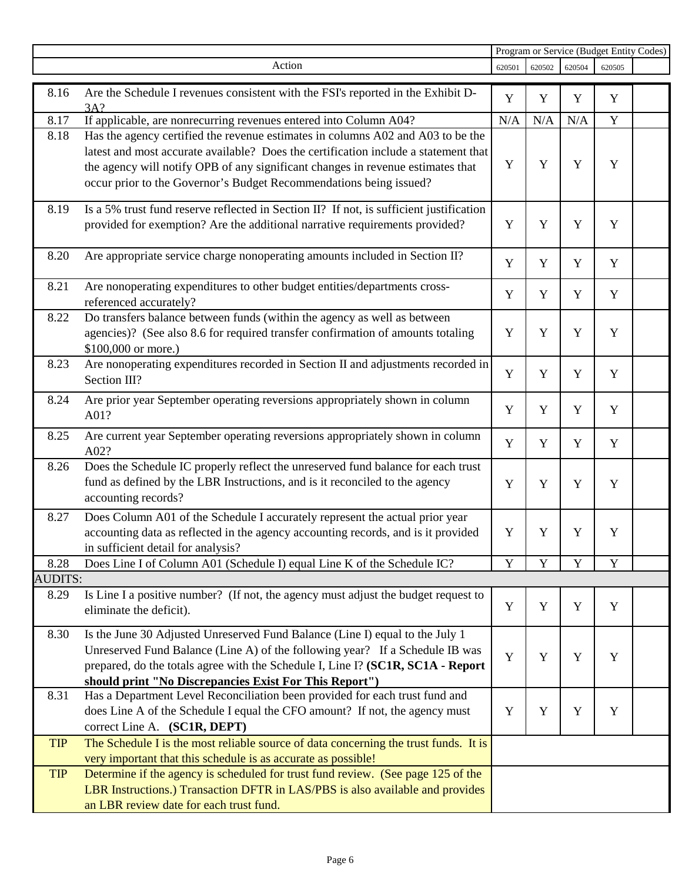| | Action | Program or Service (Budget Entity Codes) | | | | |
|---|---|---|---|---|---|---|
| | | 620501 | 620502 | 620504 | 620505 | |
| 8.16 | Are the Schedule I revenues consistent with the FSI's reported in the Exhibit D-3A? | Y | Y | Y | Y | |
| 8.17 | If applicable, are nonrecurring revenues entered into Column A04? | N/A | N/A | N/A | Y | |
| 8.18 | Has the agency certified the revenue estimates in columns A02 and A03 to be the latest and most accurate available? Does the certification include a statement that the agency will notify OPB of any significant changes in revenue estimates that occur prior to the Governor's Budget Recommendations being issued? | Y | Y | Y | Y | |
| 8.19 | Is a 5% trust fund reserve reflected in Section II? If not, is sufficient justification provided for exemption? Are the additional narrative requirements provided? | Y | Y | Y | Y | |
| 8.20 | Are appropriate service charge nonoperating amounts included in Section II? | Y | Y | Y | Y | |
| 8.21 | Are nonoperating expenditures to other budget entities/departments cross-referenced accurately? | Y | Y | Y | Y | |
| 8.22 | Do transfers balance between funds (within the agency as well as between agencies)? (See also 8.6 for required transfer confirmation of amounts totaling $100,000 or more.) | Y | Y | Y | Y | |
| 8.23 | Are nonoperating expenditures recorded in Section II and adjustments recorded in Section III? | Y | Y | Y | Y | |
| 8.24 | Are prior year September operating reversions appropriately shown in column A01? | Y | Y | Y | Y | |
| 8.25 | Are current year September operating reversions appropriately shown in column A02? | Y | Y | Y | Y | |
| 8.26 | Does the Schedule IC properly reflect the unreserved fund balance for each trust fund as defined by the LBR Instructions, and is it reconciled to the agency accounting records? | Y | Y | Y | Y | |
| 8.27 | Does Column A01 of the Schedule I accurately represent the actual prior year accounting data as reflected in the agency accounting records, and is it provided in sufficient detail for analysis? | Y | Y | Y | Y | |
| 8.28 | Does Line I of Column A01 (Schedule I) equal Line K of the Schedule IC? | Y | Y | Y | Y | |
| AUDITS: | | | | | | |
| 8.29 | Is Line I a positive number? (If not, the agency must adjust the budget request to eliminate the deficit). | Y | Y | Y | Y | |
| 8.30 | Is the June 30 Adjusted Unreserved Fund Balance (Line I) equal to the July 1 Unreserved Fund Balance (Line A) of the following year? If a Schedule IB was prepared, do the totals agree with the Schedule I, Line I? **(SC1R, SC1A - Report should print "No Discrepancies Exist For This Report")** | Y | Y | Y | Y | |
| 8.31 | Has a Department Level Reconciliation been provided for each trust fund and does Line A of the Schedule I equal the CFO amount? If not, the agency must correct Line A. **(SC1R, DEPT)** | Y | Y | Y | Y | |
| TIP | The Schedule I is the most reliable source of data concerning the trust funds. It is very important that this schedule is as accurate as possible! | | | | | |
| TIP | Determine if the agency is scheduled for trust fund review. (See page 125 of the LBR Instructions.) Transaction DFTR in LAS/PBS is also available and provides an LBR review date for each trust fund. | | | | | |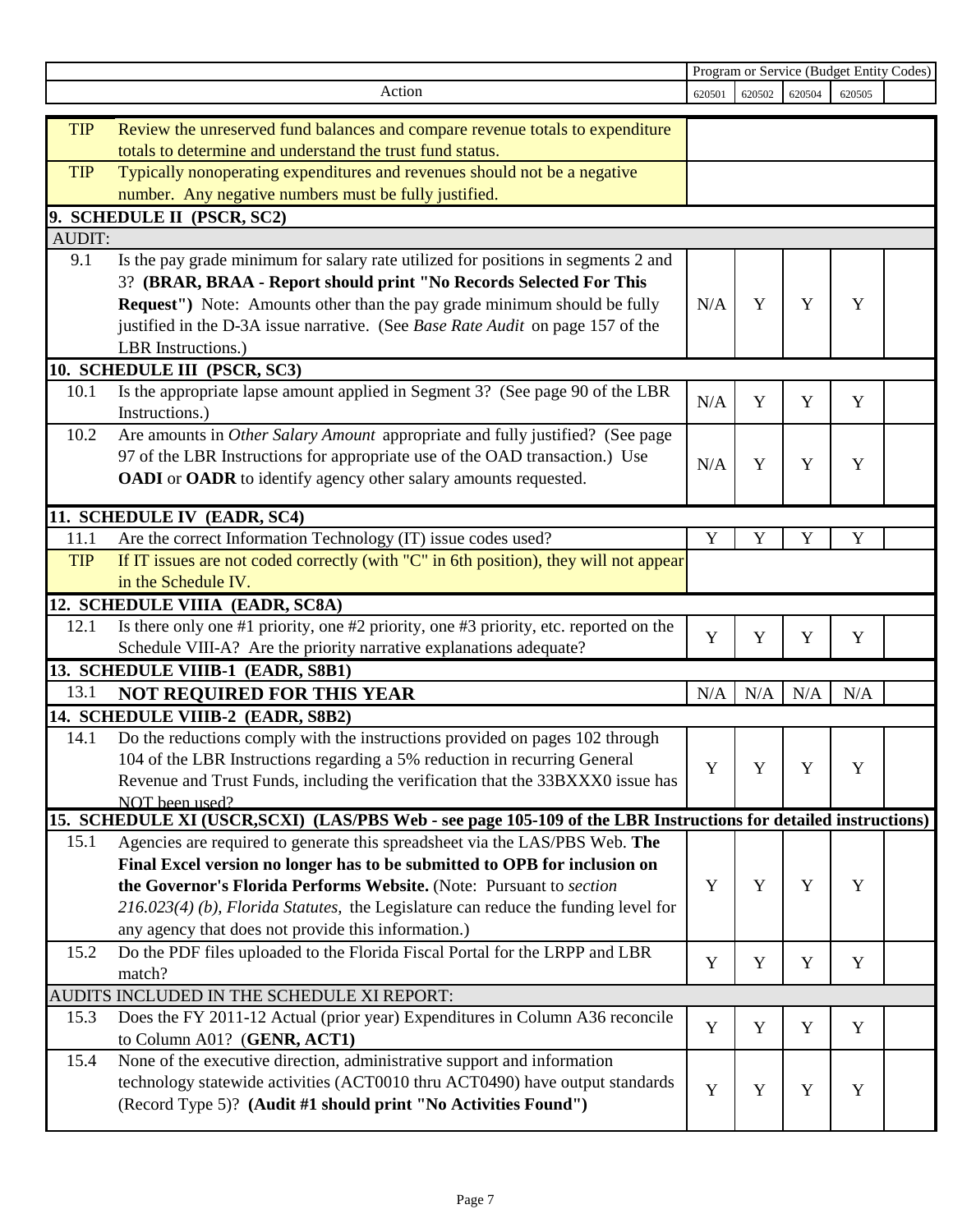| | Action | Program or Service (Budget Entity Codes) | | | | |
|---|---|---|---|---|---|---|
| | | 620501 | 620502 | 620504 | 620505 | |
| TIP | Review the unreserved fund balances and compare revenue totals to expenditure totals to determine and understand the trust fund status. | | | | | |
| TIP | Typically nonoperating expenditures and revenues should not be a negative number. Any negative numbers must be fully justified. | | | | | |
| **9. SCHEDULE II (PSCR, SC2)** | | | | | | |
| AUDIT: | | | | | | |
| 9.1 | Is the pay grade minimum for salary rate utilized for positions in segments 2 and 3? **(BRAR, BRAA - Report should print "No Records Selected For This Request")** Note: Amounts other than the pay grade minimum should be fully justified in the D-3A issue narrative. (See *Base Rate Audit* on page 157 of the LBR Instructions.) | N/A | Y | Y | Y | |
| **10. SCHEDULE III (PSCR, SC3)** | | | | | | |
| 10.1 | Is the appropriate lapse amount applied in Segment 3? (See page 90 of the LBR Instructions.) | N/A | Y | Y | Y | |
| 10.2 | Are amounts in *Other Salary Amount* appropriate and fully justified? (See page 97 of the LBR Instructions for appropriate use of the OAD transaction.) Use **OADI** or **OADR** to identify agency other salary amounts requested. | N/A | Y | Y | Y | |
| **11. SCHEDULE IV (EADR, SC4)** | | | | | | |
| 11.1 | Are the correct Information Technology (IT) issue codes used? | Y | Y | Y | Y | |
| TIP | If IT issues are not coded correctly (with "C" in 6th position), they will not appear in the Schedule IV. | | | | | |
| **12. SCHEDULE VIIIA (EADR, SC8A)** | | | | | | |
| 12.1 | Is there only one #1 priority, one #2 priority, one #3 priority, etc. reported on the Schedule VIII-A? Are the priority narrative explanations adequate? | Y | Y | Y | Y | |
| **13. SCHEDULE VIIIB-1 (EADR, S8B1)** | | | | | | |
| 13.1 | **NOT REQUIRED FOR THIS YEAR** | N/A | N/A | N/A | N/A | |
| **14. SCHEDULE VIIIB-2 (EADR, S8B2)** | | | | | | |
| 14.1 | Do the reductions comply with the instructions provided on pages 102 through 104 of the LBR Instructions regarding a 5% reduction in recurring General Revenue and Trust Funds, including the verification that the 33BXXX0 issue has NOT been used? | Y | Y | Y | Y | |
| **15. SCHEDULE XI (USCR,SCXI) (LAS/PBS Web - see page 105-109 of the LBR Instructions for detailed instructions)** | | | | | | |
| 15.1 | Agencies are required to generate this spreadsheet via the LAS/PBS Web. **The Final Excel version no longer has to be submitted to OPB for inclusion on the Governor's Florida Performs Website.** (Note: Pursuant to *section 216.023(4) (b), Florida Statutes,* the Legislature can reduce the funding level for any agency that does not provide this information.) | Y | Y | Y | Y | |
| 15.2 | Do the PDF files uploaded to the Florida Fiscal Portal for the LRPP and LBR match? | Y | Y | Y | Y | |
| AUDITS INCLUDED IN THE SCHEDULE XI REPORT: | | | | | | |
| 15.3 | Does the FY 2011-12 Actual (prior year) Expenditures in Column A36 reconcile to Column A01? (**GENR, ACT1**) | Y | Y | Y | Y | |
| 15.4 | None of the executive direction, administrative support and information technology statewide activities (ACT0010 thru ACT0490) have output standards (Record Type 5)? **(Audit #1 should print "No Activities Found")** | Y | Y | Y | Y | |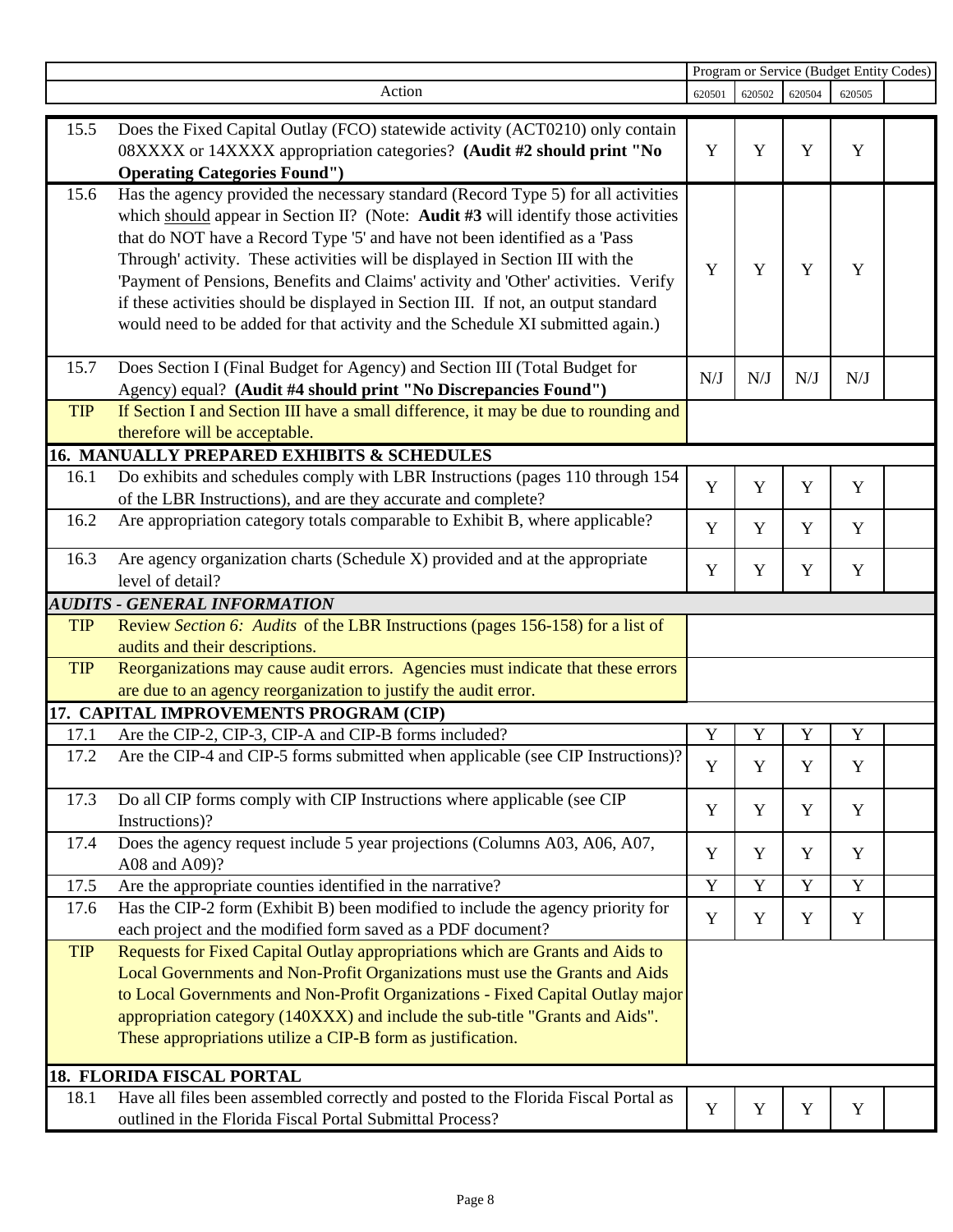| | Action | Program or Service (Budget Entity Codes) | | | | |
|---|---|---|---|---|---|---|
| | | 620501 | 620502 | 620504 | 620505 | |
| 15.5 | Does the Fixed Capital Outlay (FCO) statewide activity (ACT0210) only contain 08XXXX or 14XXXX appropriation categories? **(Audit #2 should print "No Operating Categories Found")** | Y | Y | Y | Y | |
| 15.6 | Has the agency provided the necessary standard (Record Type 5) for all activities which should appear in Section II? (Note: **Audit #3** will identify those activities that do NOT have a Record Type '5' and have not been identified as a 'Pass Through' activity. These activities will be displayed in Section III with the 'Payment of Pensions, Benefits and Claims' activity and 'Other' activities. Verify if these activities should be displayed in Section III. If not, an output standard would need to be added for that activity and the Schedule XI submitted again.) | Y | Y | Y | Y | |
| 15.7 | Does Section I (Final Budget for Agency) and Section III (Total Budget for Agency) equal? **(Audit #4 should print "No Discrepancies Found")** | N/J | N/J | N/J | N/J | |
| TIP | If Section I and Section III have a small difference, it may be due to rounding and therefore will be acceptable. | | | | | |
| **16. MANUALLY PREPARED EXHIBITS & SCHEDULES** | | | | | | |
| 16.1 | Do exhibits and schedules comply with LBR Instructions (pages 110 through 154 of the LBR Instructions), and are they accurate and complete? | Y | Y | Y | Y | |
| 16.2 | Are appropriation category totals comparable to Exhibit B, where applicable? | Y | Y | Y | Y | |
| 16.3 | Are agency organization charts (Schedule X) provided and at the appropriate level of detail? | Y | Y | Y | Y | |
| ***AUDITS - GENERAL INFORMATION*** | | | | | | |
| TIP | Review *Section 6: Audits* of the LBR Instructions (pages 156-158) for a list of audits and their descriptions. | | | | | |
| TIP | Reorganizations may cause audit errors. Agencies must indicate that these errors are due to an agency reorganization to justify the audit error. | | | | | |
| **17. CAPITAL IMPROVEMENTS PROGRAM (CIP)** | | | | | | |
| 17.1 | Are the CIP-2, CIP-3, CIP-A and CIP-B forms included? | Y | Y | Y | Y | |
| 17.2 | Are the CIP-4 and CIP-5 forms submitted when applicable (see CIP Instructions)? | Y | Y | Y | Y | |
| 17.3 | Do all CIP forms comply with CIP Instructions where applicable (see CIP Instructions)? | Y | Y | Y | Y | |
| 17.4 | Does the agency request include 5 year projections (Columns A03, A06, A07, A08 and A09)? | Y | Y | Y | Y | |
| 17.5 | Are the appropriate counties identified in the narrative? | Y | Y | Y | Y | |
| 17.6 | Has the CIP-2 form (Exhibit B) been modified to include the agency priority for each project and the modified form saved as a PDF document? | Y | Y | Y | Y | |
| TIP | Requests for Fixed Capital Outlay appropriations which are Grants and Aids to Local Governments and Non-Profit Organizations must use the Grants and Aids to Local Governments and Non-Profit Organizations - Fixed Capital Outlay major appropriation category (140XXX) and include the sub-title "Grants and Aids". These appropriations utilize a CIP-B form as justification. | | | | | |
| **18. FLORIDA FISCAL PORTAL** | | | | | | |
| 18.1 | Have all files been assembled correctly and posted to the Florida Fiscal Portal as outlined in the Florida Fiscal Portal Submittal Process? | Y | Y | Y | Y | |